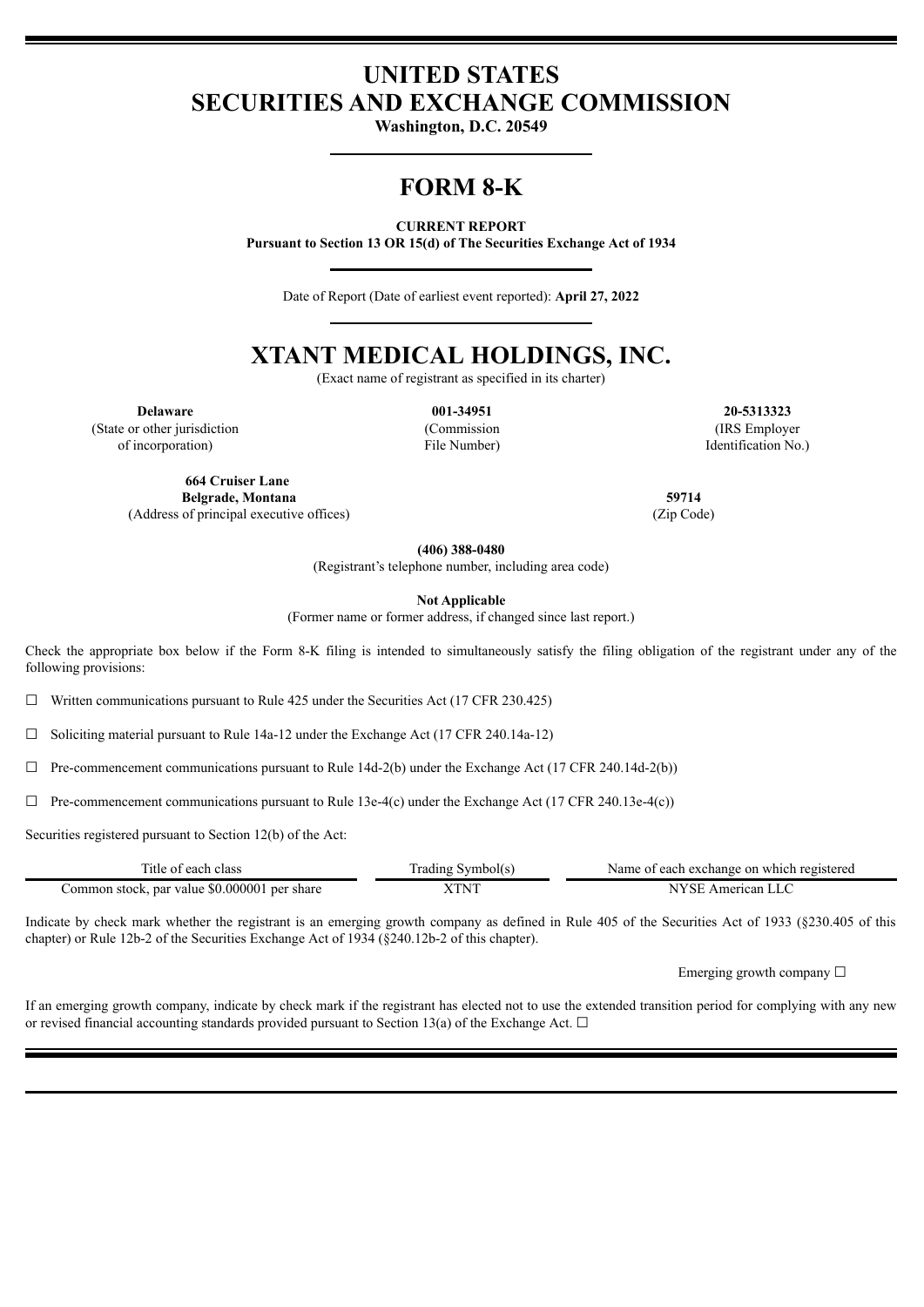# UNITED STATES
# SECURITIES AND EXCHANGE COMMISSION

**Washington, D.C. 20549**

# FORM 8-K

**CURRENT REPORT**
**Pursuant to Section 13 OR 15(d) of The Securities Exchange Act of 1934**

Date of Report (Date of earliest event reported): **April 27, 2022**

# XTANT MEDICAL HOLDINGS, INC.

(Exact name of registrant as specified in its charter)

| **Delaware** | **001-34951** | **20-5313323** |
|---|---|---|
| (State or other jurisdiction of incorporation) | (Commission File Number) | (IRS Employer Identification No.) |

| **664 Cruiser Lane Belgrade, Montana** | **59714** |
|---|---|
| (Address of principal executive offices) | (Zip Code) |

**(406) 388-0480**
(Registrant's telephone number, including area code)

**Not Applicable**
(Former name or former address, if changed since last report.)

Check the appropriate box below if the Form 8-K filing is intended to simultaneously satisfy the filing obligation of the registrant under any of the following provisions:

☐ Written communications pursuant to Rule 425 under the Securities Act (17 CFR 230.425)

☐ Soliciting material pursuant to Rule 14a-12 under the Exchange Act (17 CFR 240.14a-12)

☐ Pre-commencement communications pursuant to Rule 14d-2(b) under the Exchange Act (17 CFR 240.14d-2(b))

☐ Pre-commencement communications pursuant to Rule 13e-4(c) under the Exchange Act (17 CFR 240.13e-4(c))

Securities registered pursuant to Section 12(b) of the Act:

| Title of each class | Trading Symbol(s) | Name of each exchange on which registered |
|---|---|---|
| Common stock, par value $0.000001 per share | XTNT | NYSE American LLC |

Indicate by check mark whether the registrant is an emerging growth company as defined in Rule 405 of the Securities Act of 1933 (§230.405 of this chapter) or Rule 12b-2 of the Securities Exchange Act of 1934 (§240.12b-2 of this chapter).

Emerging growth company ☐

If an emerging growth company, indicate by check mark if the registrant has elected not to use the extended transition period for complying with any new or revised financial accounting standards provided pursuant to Section 13(a) of the Exchange Act. ☐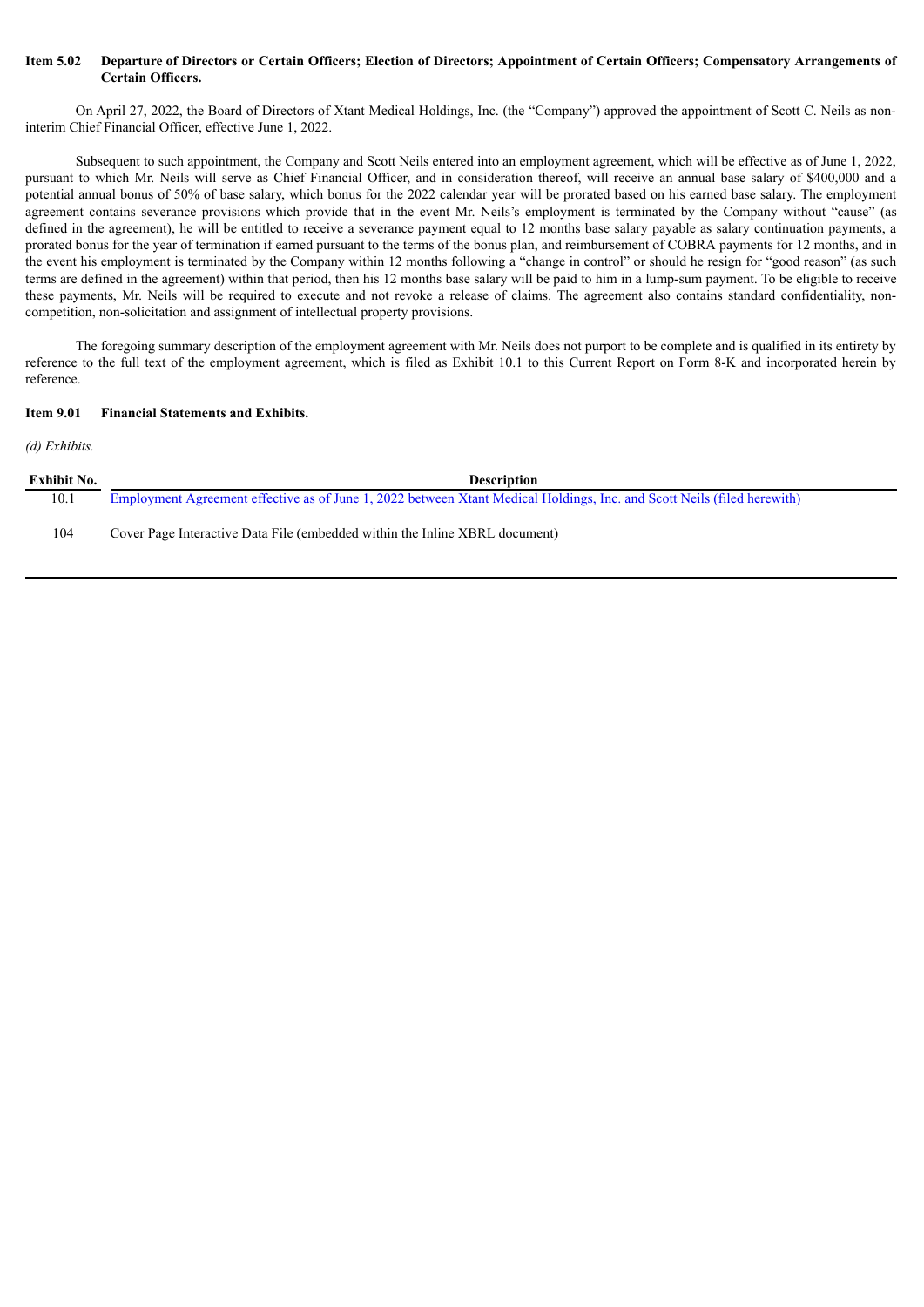**Item 5.02 Departure of Directors or Certain Officers; Election of Directors; Appointment of Certain Officers; Compensatory Arrangements of Certain Officers.**

On April 27, 2022, the Board of Directors of Xtant Medical Holdings, Inc. (the "Company") approved the appointment of Scott C. Neils as non-interim Chief Financial Officer, effective June 1, 2022.

Subsequent to such appointment, the Company and Scott Neils entered into an employment agreement, which will be effective as of June 1, 2022, pursuant to which Mr. Neils will serve as Chief Financial Officer, and in consideration thereof, will receive an annual base salary of $400,000 and a potential annual bonus of 50% of base salary, which bonus for the 2022 calendar year will be prorated based on his earned base salary. The employment agreement contains severance provisions which provide that in the event Mr. Neils's employment is terminated by the Company without "cause" (as defined in the agreement), he will be entitled to receive a severance payment equal to 12 months base salary payable as salary continuation payments, a prorated bonus for the year of termination if earned pursuant to the terms of the bonus plan, and reimbursement of COBRA payments for 12 months, and in the event his employment is terminated by the Company within 12 months following a "change in control" or should he resign for "good reason" (as such terms are defined in the agreement) within that period, then his 12 months base salary will be paid to him in a lump-sum payment. To be eligible to receive these payments, Mr. Neils will be required to execute and not revoke a release of claims. The agreement also contains standard confidentiality, non-competition, non-solicitation and assignment of intellectual property provisions.

The foregoing summary description of the employment agreement with Mr. Neils does not purport to be complete and is qualified in its entirety by reference to the full text of the employment agreement, which is filed as Exhibit 10.1 to this Current Report on Form 8-K and incorporated herein by reference.

**Item 9.01 Financial Statements and Exhibits.**

*(d) Exhibits.*

| Exhibit No. | Description |
|---|---|
| 10.1 | Employment Agreement effective as of June 1, 2022 between Xtant Medical Holdings, Inc. and Scott Neils (filed herewith) |
| 104 | Cover Page Interactive Data File (embedded within the Inline XBRL document) |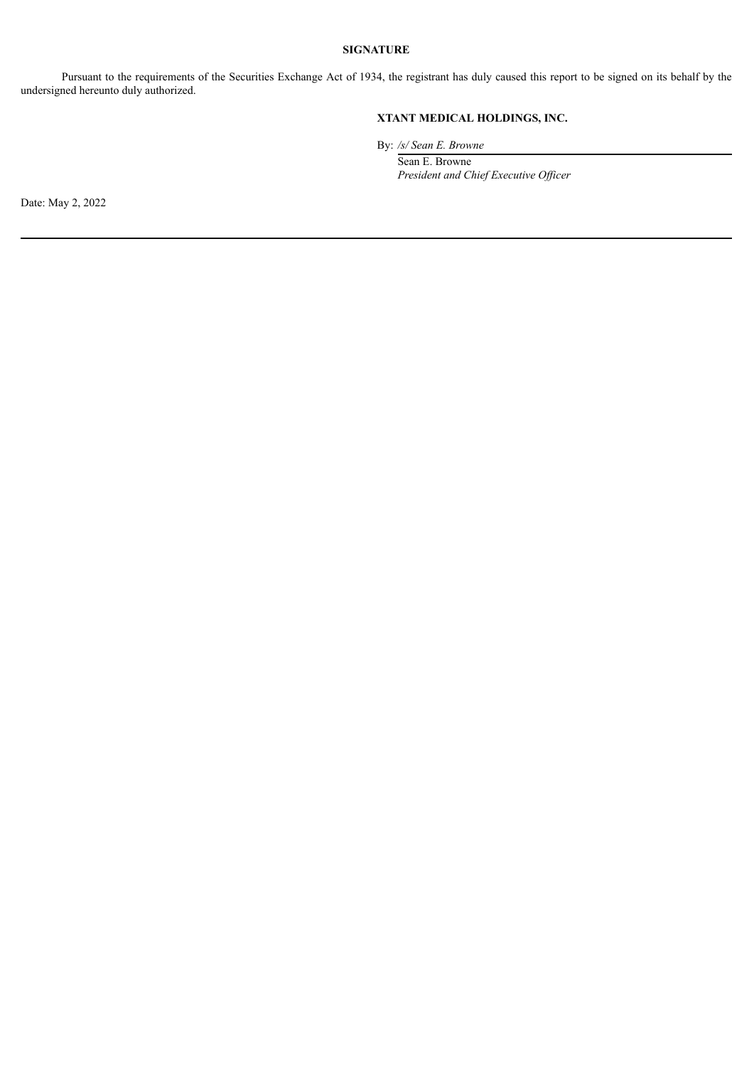**SIGNATURE**

Pursuant to the requirements of the Securities Exchange Act of 1934, the registrant has duly caused this report to be signed on its behalf by the undersigned hereunto duly authorized.

**XTANT MEDICAL HOLDINGS, INC.**

By: */s/ Sean E. Browne*

Sean E. Browne
*President and Chief Executive Officer*

Date: May 2, 2022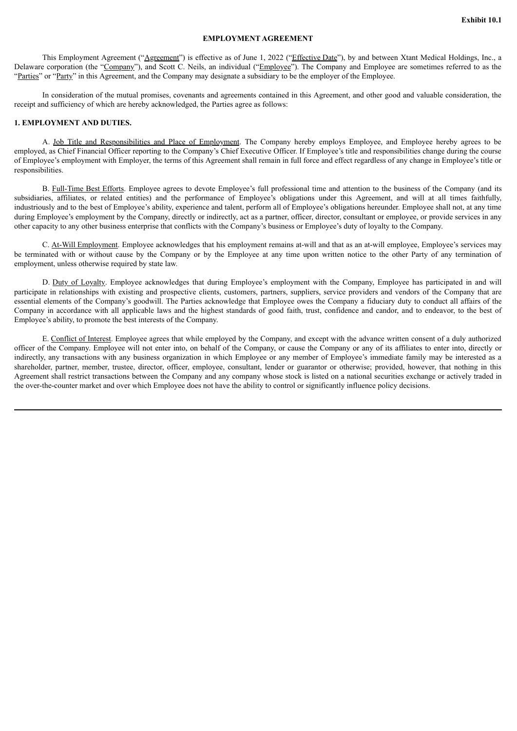**Exhibit 10.1**

**EMPLOYMENT AGREEMENT**

This Employment Agreement ("Agreement") is effective as of June 1, 2022 ("Effective Date"), by and between Xtant Medical Holdings, Inc., a Delaware corporation (the "Company"), and Scott C. Neils, an individual ("Employee"). The Company and Employee are sometimes referred to as the "Parties" or "Party" in this Agreement, and the Company may designate a subsidiary to be the employer of the Employee.

In consideration of the mutual promises, covenants and agreements contained in this Agreement, and other good and valuable consideration, the receipt and sufficiency of which are hereby acknowledged, the Parties agree as follows:

**1. EMPLOYMENT AND DUTIES.**

A. Job Title and Responsibilities and Place of Employment. The Company hereby employs Employee, and Employee hereby agrees to be employed, as Chief Financial Officer reporting to the Company's Chief Executive Officer. If Employee's title and responsibilities change during the course of Employee's employment with Employer, the terms of this Agreement shall remain in full force and effect regardless of any change in Employee's title or responsibilities.

B. Full-Time Best Efforts. Employee agrees to devote Employee's full professional time and attention to the business of the Company (and its subsidiaries, affiliates, or related entities) and the performance of Employee's obligations under this Agreement, and will at all times faithfully, industriously and to the best of Employee's ability, experience and talent, perform all of Employee's obligations hereunder. Employee shall not, at any time during Employee's employment by the Company, directly or indirectly, act as a partner, officer, director, consultant or employee, or provide services in any other capacity to any other business enterprise that conflicts with the Company's business or Employee's duty of loyalty to the Company.

C. At-Will Employment. Employee acknowledges that his employment remains at-will and that as an at-will employee, Employee's services may be terminated with or without cause by the Company or by the Employee at any time upon written notice to the other Party of any termination of employment, unless otherwise required by state law.

D. Duty of Loyalty. Employee acknowledges that during Employee's employment with the Company, Employee has participated in and will participate in relationships with existing and prospective clients, customers, partners, suppliers, service providers and vendors of the Company that are essential elements of the Company's goodwill. The Parties acknowledge that Employee owes the Company a fiduciary duty to conduct all affairs of the Company in accordance with all applicable laws and the highest standards of good faith, trust, confidence and candor, and to endeavor, to the best of Employee's ability, to promote the best interests of the Company.

E. Conflict of Interest. Employee agrees that while employed by the Company, and except with the advance written consent of a duly authorized officer of the Company. Employee will not enter into, on behalf of the Company, or cause the Company or any of its affiliates to enter into, directly or indirectly, any transactions with any business organization in which Employee or any member of Employee's immediate family may be interested as a shareholder, partner, member, trustee, director, officer, employee, consultant, lender or guarantor or otherwise; provided, however, that nothing in this Agreement shall restrict transactions between the Company and any company whose stock is listed on a national securities exchange or actively traded in the over-the-counter market and over which Employee does not have the ability to control or significantly influence policy decisions.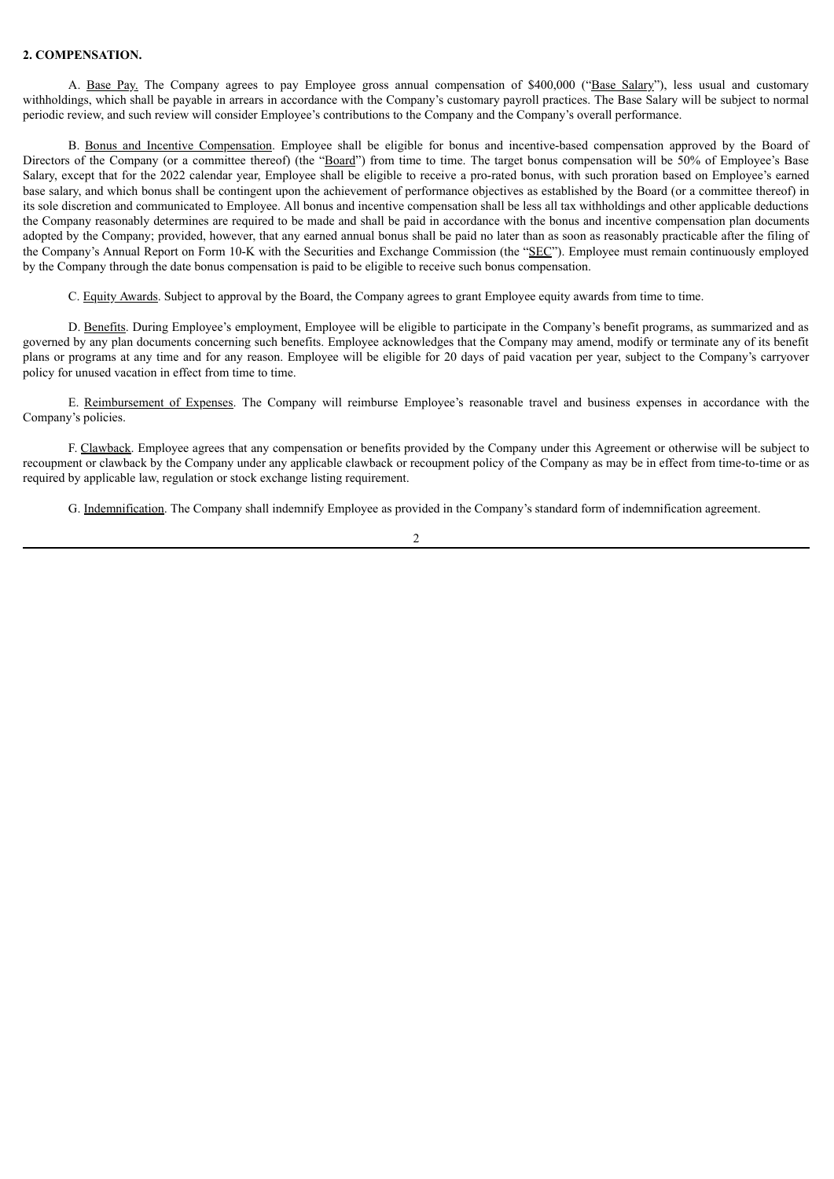**2. COMPENSATION.**

A. Base Pay. The Company agrees to pay Employee gross annual compensation of $400,000 ("Base Salary"), less usual and customary withholdings, which shall be payable in arrears in accordance with the Company's customary payroll practices. The Base Salary will be subject to normal periodic review, and such review will consider Employee's contributions to the Company and the Company's overall performance.

B. Bonus and Incentive Compensation. Employee shall be eligible for bonus and incentive-based compensation approved by the Board of Directors of the Company (or a committee thereof) (the "Board") from time to time. The target bonus compensation will be 50% of Employee's Base Salary, except that for the 2022 calendar year, Employee shall be eligible to receive a pro-rated bonus, with such proration based on Employee's earned base salary, and which bonus shall be contingent upon the achievement of performance objectives as established by the Board (or a committee thereof) in its sole discretion and communicated to Employee. All bonus and incentive compensation shall be less all tax withholdings and other applicable deductions the Company reasonably determines are required to be made and shall be paid in accordance with the bonus and incentive compensation plan documents adopted by the Company; provided, however, that any earned annual bonus shall be paid no later than as soon as reasonably practicable after the filing of the Company's Annual Report on Form 10-K with the Securities and Exchange Commission (the "SEC"). Employee must remain continuously employed by the Company through the date bonus compensation is paid to be eligible to receive such bonus compensation.

C. Equity Awards. Subject to approval by the Board, the Company agrees to grant Employee equity awards from time to time.

D. Benefits. During Employee's employment, Employee will be eligible to participate in the Company's benefit programs, as summarized and as governed by any plan documents concerning such benefits. Employee acknowledges that the Company may amend, modify or terminate any of its benefit plans or programs at any time and for any reason. Employee will be eligible for 20 days of paid vacation per year, subject to the Company's carryover policy for unused vacation in effect from time to time.

E. Reimbursement of Expenses. The Company will reimburse Employee's reasonable travel and business expenses in accordance with the Company's policies.

F. Clawback. Employee agrees that any compensation or benefits provided by the Company under this Agreement or otherwise will be subject to recoupment or clawback by the Company under any applicable clawback or recoupment policy of the Company as may be in effect from time-to-time or as required by applicable law, regulation or stock exchange listing requirement.

G. Indemnification. The Company shall indemnify Employee as provided in the Company's standard form of indemnification agreement.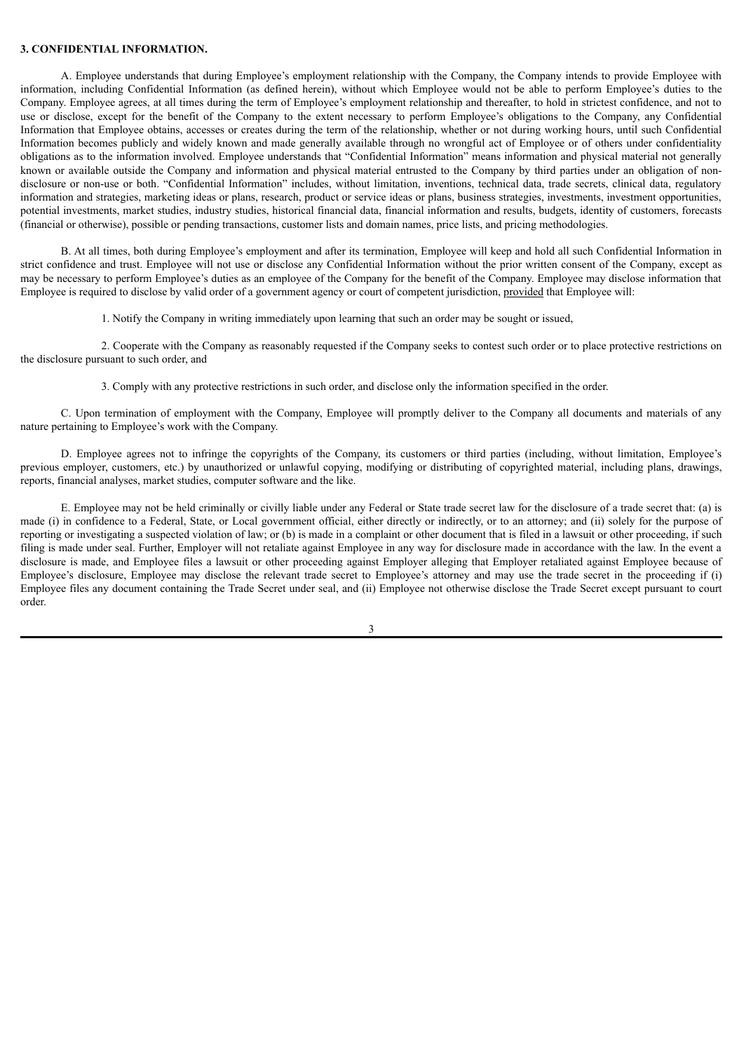**3. CONFIDENTIAL INFORMATION.**

A. Employee understands that during Employee's employment relationship with the Company, the Company intends to provide Employee with information, including Confidential Information (as defined herein), without which Employee would not be able to perform Employee's duties to the Company. Employee agrees, at all times during the term of Employee's employment relationship and thereafter, to hold in strictest confidence, and not to use or disclose, except for the benefit of the Company to the extent necessary to perform Employee's obligations to the Company, any Confidential Information that Employee obtains, accesses or creates during the term of the relationship, whether or not during working hours, until such Confidential Information becomes publicly and widely known and made generally available through no wrongful act of Employee or of others under confidentiality obligations as to the information involved. Employee understands that "Confidential Information" means information and physical material not generally known or available outside the Company and information and physical material entrusted to the Company by third parties under an obligation of non-disclosure or non-use or both. "Confidential Information" includes, without limitation, inventions, technical data, trade secrets, clinical data, regulatory information and strategies, marketing ideas or plans, research, product or service ideas or plans, business strategies, investments, investment opportunities, potential investments, market studies, industry studies, historical financial data, financial information and results, budgets, identity of customers, forecasts (financial or otherwise), possible or pending transactions, customer lists and domain names, price lists, and pricing methodologies.

B. At all times, both during Employee's employment and after its termination, Employee will keep and hold all such Confidential Information in strict confidence and trust. Employee will not use or disclose any Confidential Information without the prior written consent of the Company, except as may be necessary to perform Employee's duties as an employee of the Company for the benefit of the Company. Employee may disclose information that Employee is required to disclose by valid order of a government agency or court of competent jurisdiction, provided that Employee will:

1. Notify the Company in writing immediately upon learning that such an order may be sought or issued,

2. Cooperate with the Company as reasonably requested if the Company seeks to contest such order or to place protective restrictions on the disclosure pursuant to such order, and

3. Comply with any protective restrictions in such order, and disclose only the information specified in the order.

C. Upon termination of employment with the Company, Employee will promptly deliver to the Company all documents and materials of any nature pertaining to Employee's work with the Company.

D. Employee agrees not to infringe the copyrights of the Company, its customers or third parties (including, without limitation, Employee's previous employer, customers, etc.) by unauthorized or unlawful copying, modifying or distributing of copyrighted material, including plans, drawings, reports, financial analyses, market studies, computer software and the like.

E. Employee may not be held criminally or civilly liable under any Federal or State trade secret law for the disclosure of a trade secret that: (a) is made (i) in confidence to a Federal, State, or Local government official, either directly or indirectly, or to an attorney; and (ii) solely for the purpose of reporting or investigating a suspected violation of law; or (b) is made in a complaint or other document that is filed in a lawsuit or other proceeding, if such filing is made under seal. Further, Employer will not retaliate against Employee in any way for disclosure made in accordance with the law. In the event a disclosure is made, and Employee files a lawsuit or other proceeding against Employer alleging that Employer retaliated against Employee because of Employee's disclosure, Employee may disclose the relevant trade secret to Employee's attorney and may use the trade secret in the proceeding if (i) Employee files any document containing the Trade Secret under seal, and (ii) Employee not otherwise disclose the Trade Secret except pursuant to court order.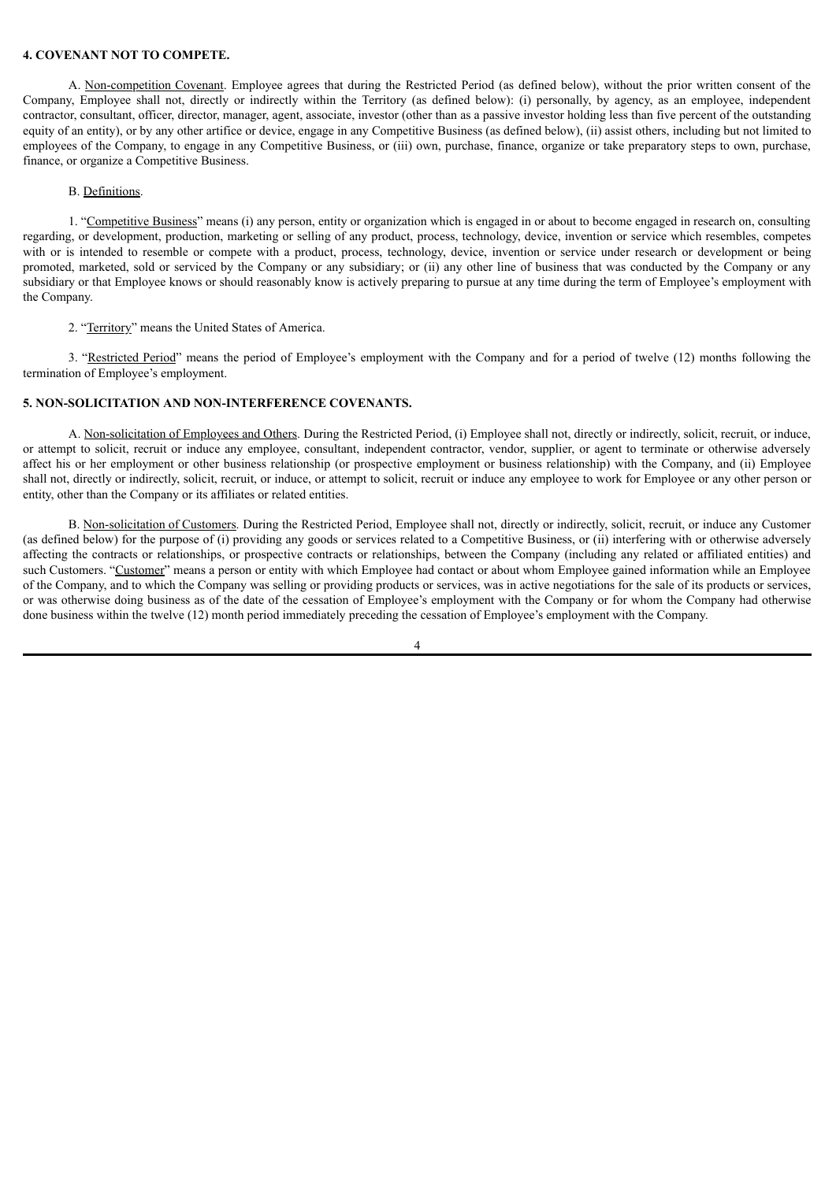**4. COVENANT NOT TO COMPETE.**

A. Non-competition Covenant. Employee agrees that during the Restricted Period (as defined below), without the prior written consent of the Company, Employee shall not, directly or indirectly within the Territory (as defined below): (i) personally, by agency, as an employee, independent contractor, consultant, officer, director, manager, agent, associate, investor (other than as a passive investor holding less than five percent of the outstanding equity of an entity), or by any other artifice or device, engage in any Competitive Business (as defined below), (ii) assist others, including but not limited to employees of the Company, to engage in any Competitive Business, or (iii) own, purchase, finance, organize or take preparatory steps to own, purchase, finance, or organize a Competitive Business.

B. Definitions.

1. "Competitive Business" means (i) any person, entity or organization which is engaged in or about to become engaged in research on, consulting regarding, or development, production, marketing or selling of any product, process, technology, device, invention or service which resembles, competes with or is intended to resemble or compete with a product, process, technology, device, invention or service under research or development or being promoted, marketed, sold or serviced by the Company or any subsidiary; or (ii) any other line of business that was conducted by the Company or any subsidiary or that Employee knows or should reasonably know is actively preparing to pursue at any time during the term of Employee's employment with the Company.

2. "Territory" means the United States of America.

3. "Restricted Period" means the period of Employee's employment with the Company and for a period of twelve (12) months following the termination of Employee's employment.

**5. NON-SOLICITATION AND NON-INTERFERENCE COVENANTS.**

A. Non-solicitation of Employees and Others. During the Restricted Period, (i) Employee shall not, directly or indirectly, solicit, recruit, or induce, or attempt to solicit, recruit or induce any employee, consultant, independent contractor, vendor, supplier, or agent to terminate or otherwise adversely affect his or her employment or other business relationship (or prospective employment or business relationship) with the Company, and (ii) Employee shall not, directly or indirectly, solicit, recruit, or induce, or attempt to solicit, recruit or induce any employee to work for Employee or any other person or entity, other than the Company or its affiliates or related entities.

B. Non-solicitation of Customers. During the Restricted Period, Employee shall not, directly or indirectly, solicit, recruit, or induce any Customer (as defined below) for the purpose of (i) providing any goods or services related to a Competitive Business, or (ii) interfering with or otherwise adversely affecting the contracts or relationships, or prospective contracts or relationships, between the Company (including any related or affiliated entities) and such Customers. "Customer" means a person or entity with which Employee had contact or about whom Employee gained information while an Employee of the Company, and to which the Company was selling or providing products or services, was in active negotiations for the sale of its products or services, or was otherwise doing business as of the date of the cessation of Employee's employment with the Company or for whom the Company had otherwise done business within the twelve (12) month period immediately preceding the cessation of Employee's employment with the Company.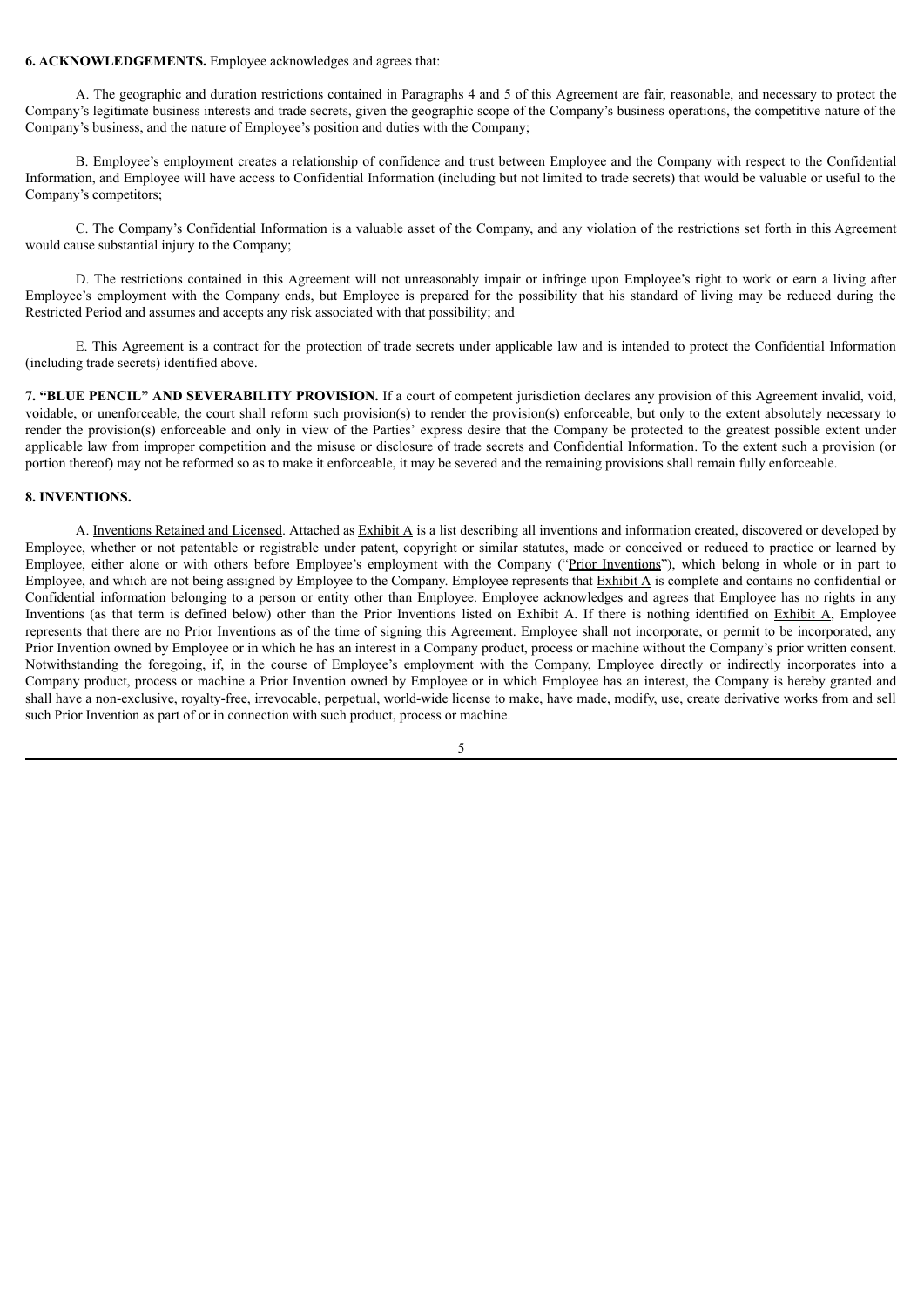**6. ACKNOWLEDGEMENTS.** Employee acknowledges and agrees that:

A. The geographic and duration restrictions contained in Paragraphs 4 and 5 of this Agreement are fair, reasonable, and necessary to protect the Company's legitimate business interests and trade secrets, given the geographic scope of the Company's business operations, the competitive nature of the Company's business, and the nature of Employee's position and duties with the Company;

B. Employee's employment creates a relationship of confidence and trust between Employee and the Company with respect to the Confidential Information, and Employee will have access to Confidential Information (including but not limited to trade secrets) that would be valuable or useful to the Company's competitors;

C. The Company's Confidential Information is a valuable asset of the Company, and any violation of the restrictions set forth in this Agreement would cause substantial injury to the Company;

D. The restrictions contained in this Agreement will not unreasonably impair or infringe upon Employee's right to work or earn a living after Employee's employment with the Company ends, but Employee is prepared for the possibility that his standard of living may be reduced during the Restricted Period and assumes and accepts any risk associated with that possibility; and

E. This Agreement is a contract for the protection of trade secrets under applicable law and is intended to protect the Confidential Information (including trade secrets) identified above.

**7. "BLUE PENCIL" AND SEVERABILITY PROVISION.** If a court of competent jurisdiction declares any provision of this Agreement invalid, void, voidable, or unenforceable, the court shall reform such provision(s) to render the provision(s) enforceable, but only to the extent absolutely necessary to render the provision(s) enforceable and only in view of the Parties' express desire that the Company be protected to the greatest possible extent under applicable law from improper competition and the misuse or disclosure of trade secrets and Confidential Information. To the extent such a provision (or portion thereof) may not be reformed so as to make it enforceable, it may be severed and the remaining provisions shall remain fully enforceable.

**8. INVENTIONS.**

A. Inventions Retained and Licensed. Attached as Exhibit A is a list describing all inventions and information created, discovered or developed by Employee, whether or not patentable or registrable under patent, copyright or similar statutes, made or conceived or reduced to practice or learned by Employee, either alone or with others before Employee's employment with the Company ("Prior Inventions"), which belong in whole or in part to Employee, and which are not being assigned by Employee to the Company. Employee represents that Exhibit A is complete and contains no confidential or Confidential information belonging to a person or entity other than Employee. Employee acknowledges and agrees that Employee has no rights in any Inventions (as that term is defined below) other than the Prior Inventions listed on Exhibit A. If there is nothing identified on Exhibit A, Employee represents that there are no Prior Inventions as of the time of signing this Agreement. Employee shall not incorporate, or permit to be incorporated, any Prior Invention owned by Employee or in which he has an interest in a Company product, process or machine without the Company's prior written consent. Notwithstanding the foregoing, if, in the course of Employee's employment with the Company, Employee directly or indirectly incorporates into a Company product, process or machine a Prior Invention owned by Employee or in which Employee has an interest, the Company is hereby granted and shall have a non-exclusive, royalty-free, irrevocable, perpetual, world-wide license to make, have made, modify, use, create derivative works from and sell such Prior Invention as part of or in connection with such product, process or machine.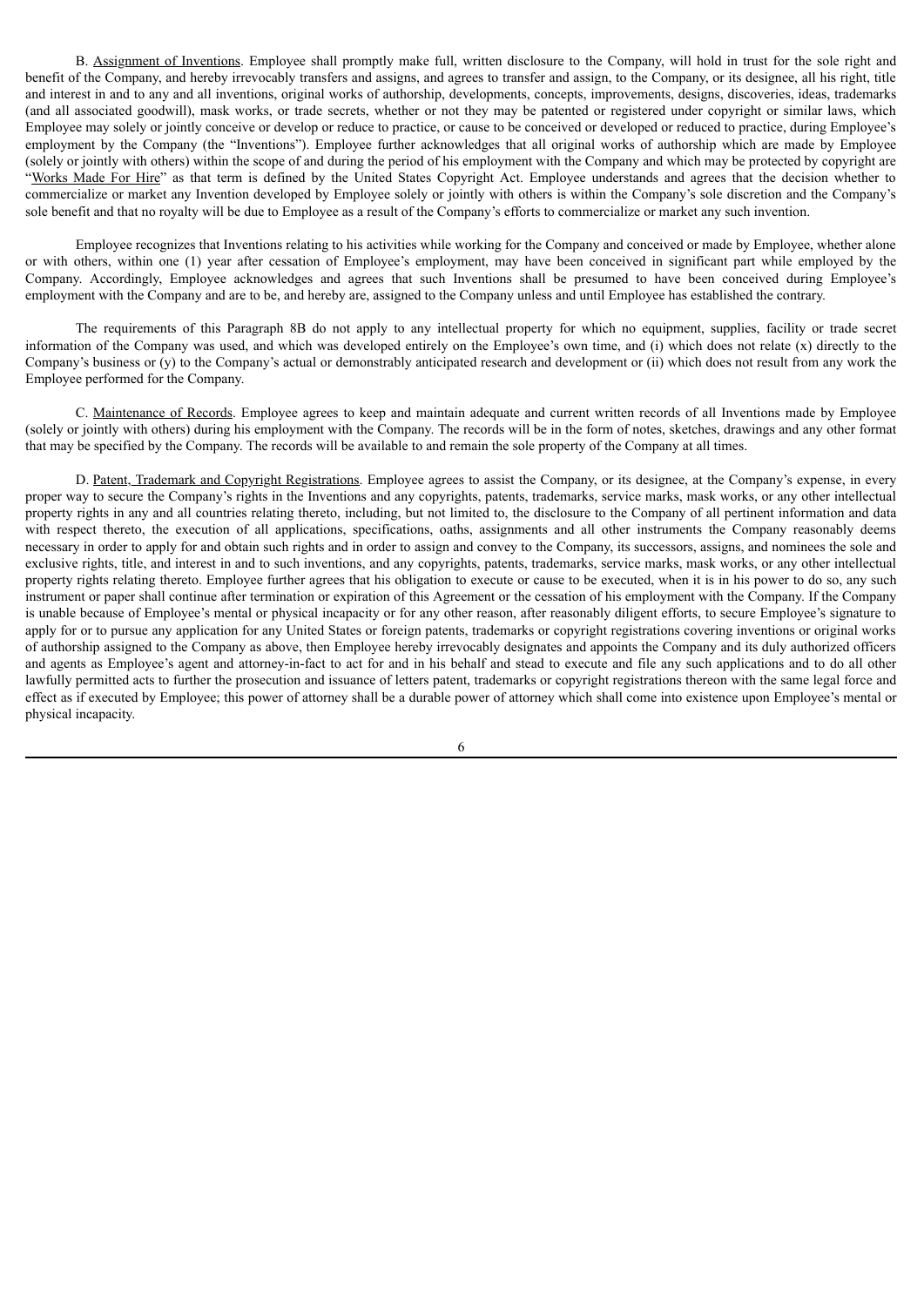B. Assignment of Inventions. Employee shall promptly make full, written disclosure to the Company, will hold in trust for the sole right and benefit of the Company, and hereby irrevocably transfers and assigns, and agrees to transfer and assign, to the Company, or its designee, all his right, title and interest in and to any and all inventions, original works of authorship, developments, concepts, improvements, designs, discoveries, ideas, trademarks (and all associated goodwill), mask works, or trade secrets, whether or not they may be patented or registered under copyright or similar laws, which Employee may solely or jointly conceive or develop or reduce to practice, or cause to be conceived or developed or reduced to practice, during Employee's employment by the Company (the "Inventions"). Employee further acknowledges that all original works of authorship which are made by Employee (solely or jointly with others) within the scope of and during the period of his employment with the Company and which may be protected by copyright are "Works Made For Hire" as that term is defined by the United States Copyright Act. Employee understands and agrees that the decision whether to commercialize or market any Invention developed by Employee solely or jointly with others is within the Company's sole discretion and the Company's sole benefit and that no royalty will be due to Employee as a result of the Company's efforts to commercialize or market any such invention.

Employee recognizes that Inventions relating to his activities while working for the Company and conceived or made by Employee, whether alone or with others, within one (1) year after cessation of Employee's employment, may have been conceived in significant part while employed by the Company. Accordingly, Employee acknowledges and agrees that such Inventions shall be presumed to have been conceived during Employee's employment with the Company and are to be, and hereby are, assigned to the Company unless and until Employee has established the contrary.

The requirements of this Paragraph 8B do not apply to any intellectual property for which no equipment, supplies, facility or trade secret information of the Company was used, and which was developed entirely on the Employee's own time, and (i) which does not relate (x) directly to the Company's business or (y) to the Company's actual or demonstrably anticipated research and development or (ii) which does not result from any work the Employee performed for the Company.

C. Maintenance of Records. Employee agrees to keep and maintain adequate and current written records of all Inventions made by Employee (solely or jointly with others) during his employment with the Company. The records will be in the form of notes, sketches, drawings and any other format that may be specified by the Company. The records will be available to and remain the sole property of the Company at all times.

D. Patent, Trademark and Copyright Registrations. Employee agrees to assist the Company, or its designee, at the Company's expense, in every proper way to secure the Company's rights in the Inventions and any copyrights, patents, trademarks, service marks, mask works, or any other intellectual property rights in any and all countries relating thereto, including, but not limited to, the disclosure to the Company of all pertinent information and data with respect thereto, the execution of all applications, specifications, oaths, assignments and all other instruments the Company reasonably deems necessary in order to apply for and obtain such rights and in order to assign and convey to the Company, its successors, assigns, and nominees the sole and exclusive rights, title, and interest in and to such inventions, and any copyrights, patents, trademarks, service marks, mask works, or any other intellectual property rights relating thereto. Employee further agrees that his obligation to execute or cause to be executed, when it is in his power to do so, any such instrument or paper shall continue after termination or expiration of this Agreement or the cessation of his employment with the Company. If the Company is unable because of Employee's mental or physical incapacity or for any other reason, after reasonably diligent efforts, to secure Employee's signature to apply for or to pursue any application for any United States or foreign patents, trademarks or copyright registrations covering inventions or original works of authorship assigned to the Company as above, then Employee hereby irrevocably designates and appoints the Company and its duly authorized officers and agents as Employee's agent and attorney-in-fact to act for and in his behalf and stead to execute and file any such applications and to do all other lawfully permitted acts to further the prosecution and issuance of letters patent, trademarks or copyright registrations thereon with the same legal force and effect as if executed by Employee; this power of attorney shall be a durable power of attorney which shall come into existence upon Employee's mental or physical incapacity.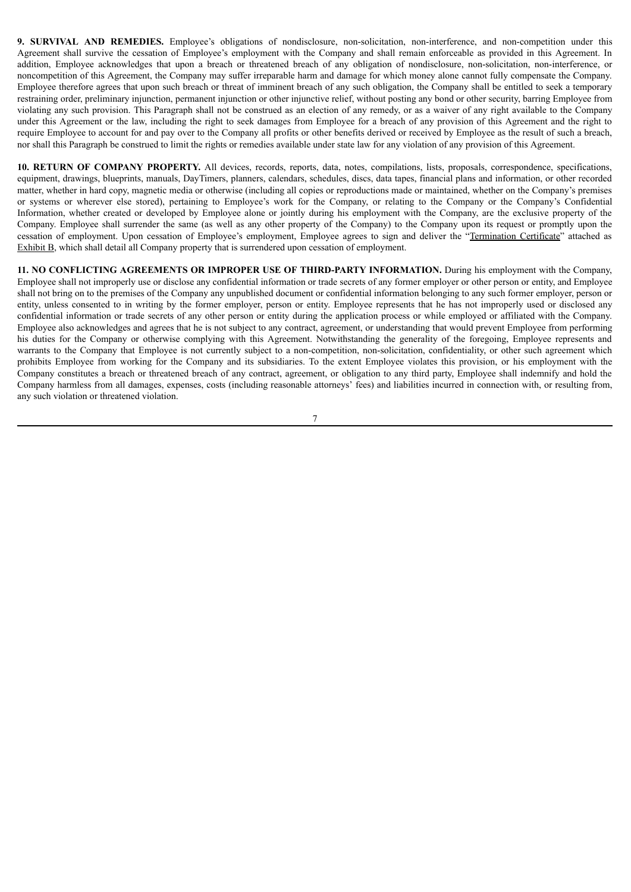**9. SURVIVAL AND REMEDIES.** Employee's obligations of nondisclosure, non-solicitation, non-interference, and non-competition under this Agreement shall survive the cessation of Employee's employment with the Company and shall remain enforceable as provided in this Agreement. In addition, Employee acknowledges that upon a breach or threatened breach of any obligation of nondisclosure, non-solicitation, non-interference, or noncompetition of this Agreement, the Company may suffer irreparable harm and damage for which money alone cannot fully compensate the Company. Employee therefore agrees that upon such breach or threat of imminent breach of any such obligation, the Company shall be entitled to seek a temporary restraining order, preliminary injunction, permanent injunction or other injunctive relief, without posting any bond or other security, barring Employee from violating any such provision. This Paragraph shall not be construed as an election of any remedy, or as a waiver of any right available to the Company under this Agreement or the law, including the right to seek damages from Employee for a breach of any provision of this Agreement and the right to require Employee to account for and pay over to the Company all profits or other benefits derived or received by Employee as the result of such a breach, nor shall this Paragraph be construed to limit the rights or remedies available under state law for any violation of any provision of this Agreement.

**10. RETURN OF COMPANY PROPERTY.** All devices, records, reports, data, notes, compilations, lists, proposals, correspondence, specifications, equipment, drawings, blueprints, manuals, DayTimers, planners, calendars, schedules, discs, data tapes, financial plans and information, or other recorded matter, whether in hard copy, magnetic media or otherwise (including all copies or reproductions made or maintained, whether on the Company's premises or systems or wherever else stored), pertaining to Employee's work for the Company, or relating to the Company or the Company's Confidential Information, whether created or developed by Employee alone or jointly during his employment with the Company, are the exclusive property of the Company. Employee shall surrender the same (as well as any other property of the Company) to the Company upon its request or promptly upon the cessation of employment. Upon cessation of Employee's employment, Employee agrees to sign and deliver the "Termination Certificate" attached as Exhibit B, which shall detail all Company property that is surrendered upon cessation of employment.

**11. NO CONFLICTING AGREEMENTS OR IMPROPER USE OF THIRD-PARTY INFORMATION.** During his employment with the Company, Employee shall not improperly use or disclose any confidential information or trade secrets of any former employer or other person or entity, and Employee shall not bring on to the premises of the Company any unpublished document or confidential information belonging to any such former employer, person or entity, unless consented to in writing by the former employer, person or entity. Employee represents that he has not improperly used or disclosed any confidential information or trade secrets of any other person or entity during the application process or while employed or affiliated with the Company. Employee also acknowledges and agrees that he is not subject to any contract, agreement, or understanding that would prevent Employee from performing his duties for the Company or otherwise complying with this Agreement. Notwithstanding the generality of the foregoing, Employee represents and warrants to the Company that Employee is not currently subject to a non-competition, non-solicitation, confidentiality, or other such agreement which prohibits Employee from working for the Company and its subsidiaries. To the extent Employee violates this provision, or his employment with the Company constitutes a breach or threatened breach of any contract, agreement, or obligation to any third party, Employee shall indemnify and hold the Company harmless from all damages, expenses, costs (including reasonable attorneys' fees) and liabilities incurred in connection with, or resulting from, any such violation or threatened violation.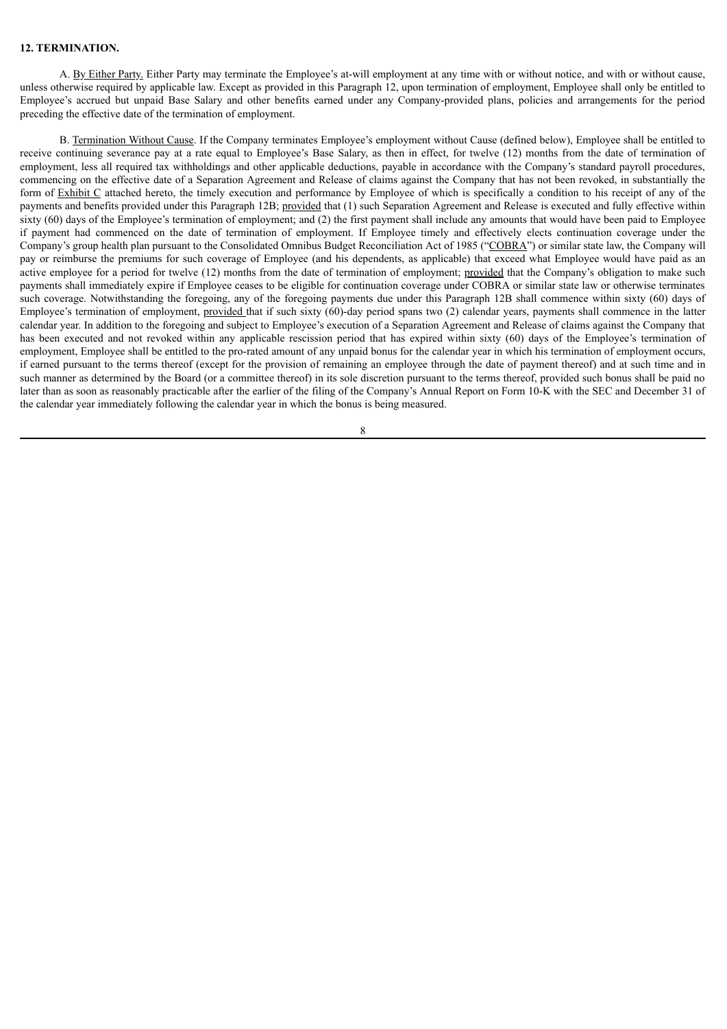**12. TERMINATION.**

A. By Either Party. Either Party may terminate the Employee's at-will employment at any time with or without notice, and with or without cause, unless otherwise required by applicable law. Except as provided in this Paragraph 12, upon termination of employment, Employee shall only be entitled to Employee's accrued but unpaid Base Salary and other benefits earned under any Company-provided plans, policies and arrangements for the period preceding the effective date of the termination of employment.

B. Termination Without Cause. If the Company terminates Employee's employment without Cause (defined below), Employee shall be entitled to receive continuing severance pay at a rate equal to Employee's Base Salary, as then in effect, for twelve (12) months from the date of termination of employment, less all required tax withholdings and other applicable deductions, payable in accordance with the Company's standard payroll procedures, commencing on the effective date of a Separation Agreement and Release of claims against the Company that has not been revoked, in substantially the form of Exhibit C attached hereto, the timely execution and performance by Employee of which is specifically a condition to his receipt of any of the payments and benefits provided under this Paragraph 12B; provided that (1) such Separation Agreement and Release is executed and fully effective within sixty (60) days of the Employee's termination of employment; and (2) the first payment shall include any amounts that would have been paid to Employee if payment had commenced on the date of termination of employment. If Employee timely and effectively elects continuation coverage under the Company's group health plan pursuant to the Consolidated Omnibus Budget Reconciliation Act of 1985 ("COBRA") or similar state law, the Company will pay or reimburse the premiums for such coverage of Employee (and his dependents, as applicable) that exceed what Employee would have paid as an active employee for a period for twelve (12) months from the date of termination of employment; provided that the Company's obligation to make such payments shall immediately expire if Employee ceases to be eligible for continuation coverage under COBRA or similar state law or otherwise terminates such coverage. Notwithstanding the foregoing, any of the foregoing payments due under this Paragraph 12B shall commence within sixty (60) days of Employee's termination of employment, provided that if such sixty (60)-day period spans two (2) calendar years, payments shall commence in the latter calendar year. In addition to the foregoing and subject to Employee's execution of a Separation Agreement and Release of claims against the Company that has been executed and not revoked within any applicable rescission period that has expired within sixty (60) days of the Employee's termination of employment, Employee shall be entitled to the pro-rated amount of any unpaid bonus for the calendar year in which his termination of employment occurs, if earned pursuant to the terms thereof (except for the provision of remaining an employee through the date of payment thereof) and at such time and in such manner as determined by the Board (or a committee thereof) in its sole discretion pursuant to the terms thereof, provided such bonus shall be paid no later than as soon as reasonably practicable after the earlier of the filing of the Company's Annual Report on Form 10-K with the SEC and December 31 of the calendar year immediately following the calendar year in which the bonus is being measured.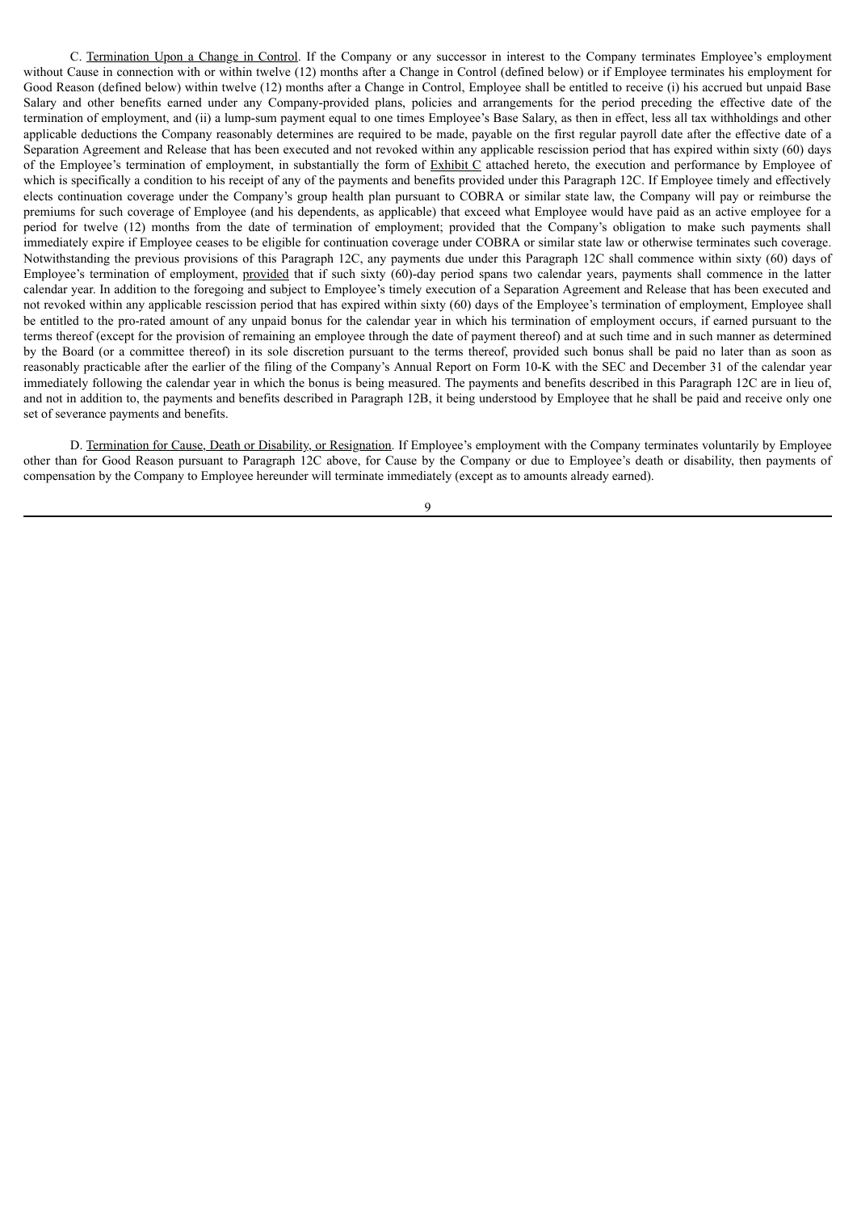C. Termination Upon a Change in Control. If the Company or any successor in interest to the Company terminates Employee's employment without Cause in connection with or within twelve (12) months after a Change in Control (defined below) or if Employee terminates his employment for Good Reason (defined below) within twelve (12) months after a Change in Control, Employee shall be entitled to receive (i) his accrued but unpaid Base Salary and other benefits earned under any Company-provided plans, policies and arrangements for the period preceding the effective date of the termination of employment, and (ii) a lump-sum payment equal to one times Employee's Base Salary, as then in effect, less all tax withholdings and other applicable deductions the Company reasonably determines are required to be made, payable on the first regular payroll date after the effective date of a Separation Agreement and Release that has been executed and not revoked within any applicable rescission period that has expired within sixty (60) days of the Employee's termination of employment, in substantially the form of Exhibit C attached hereto, the execution and performance by Employee of which is specifically a condition to his receipt of any of the payments and benefits provided under this Paragraph 12C. If Employee timely and effectively elects continuation coverage under the Company's group health plan pursuant to COBRA or similar state law, the Company will pay or reimburse the premiums for such coverage of Employee (and his dependents, as applicable) that exceed what Employee would have paid as an active employee for a period for twelve (12) months from the date of termination of employment; provided that the Company's obligation to make such payments shall immediately expire if Employee ceases to be eligible for continuation coverage under COBRA or similar state law or otherwise terminates such coverage. Notwithstanding the previous provisions of this Paragraph 12C, any payments due under this Paragraph 12C shall commence within sixty (60) days of Employee's termination of employment, provided that if such sixty (60)-day period spans two calendar years, payments shall commence in the latter calendar year. In addition to the foregoing and subject to Employee's timely execution of a Separation Agreement and Release that has been executed and not revoked within any applicable rescission period that has expired within sixty (60) days of the Employee's termination of employment, Employee shall be entitled to the pro-rated amount of any unpaid bonus for the calendar year in which his termination of employment occurs, if earned pursuant to the terms thereof (except for the provision of remaining an employee through the date of payment thereof) and at such time and in such manner as determined by the Board (or a committee thereof) in its sole discretion pursuant to the terms thereof, provided such bonus shall be paid no later than as soon as reasonably practicable after the earlier of the filing of the Company's Annual Report on Form 10-K with the SEC and December 31 of the calendar year immediately following the calendar year in which the bonus is being measured. The payments and benefits described in this Paragraph 12C are in lieu of, and not in addition to, the payments and benefits described in Paragraph 12B, it being understood by Employee that he shall be paid and receive only one set of severance payments and benefits.

D. Termination for Cause, Death or Disability, or Resignation. If Employee's employment with the Company terminates voluntarily by Employee other than for Good Reason pursuant to Paragraph 12C above, for Cause by the Company or due to Employee's death or disability, then payments of compensation by the Company to Employee hereunder will terminate immediately (except as to amounts already earned).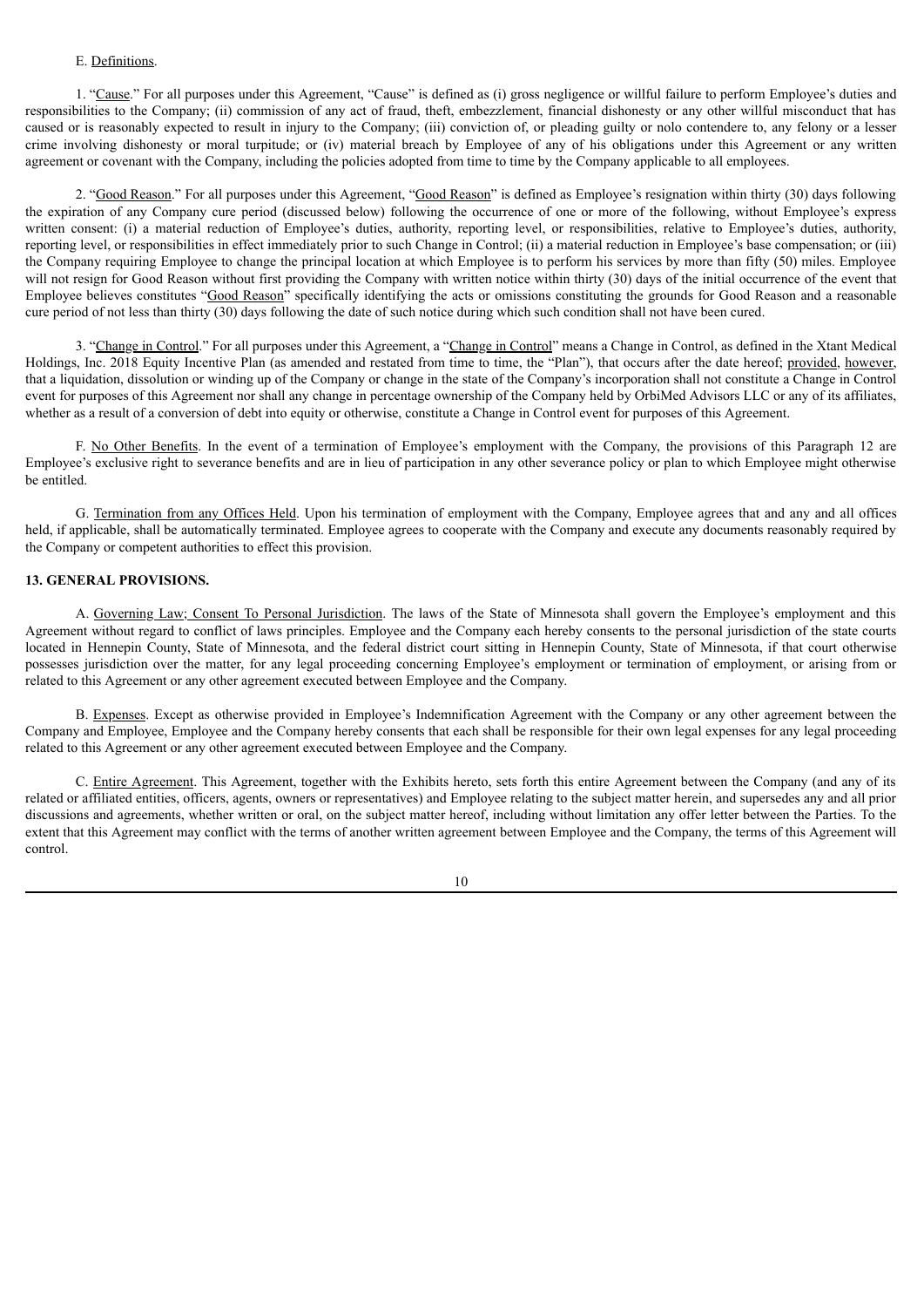E. Definitions.

1. "Cause." For all purposes under this Agreement, "Cause" is defined as (i) gross negligence or willful failure to perform Employee's duties and responsibilities to the Company; (ii) commission of any act of fraud, theft, embezzlement, financial dishonesty or any other willful misconduct that has caused or is reasonably expected to result in injury to the Company; (iii) conviction of, or pleading guilty or nolo contendere to, any felony or a lesser crime involving dishonesty or moral turpitude; or (iv) material breach by Employee of any of his obligations under this Agreement or any written agreement or covenant with the Company, including the policies adopted from time to time by the Company applicable to all employees.

2. "Good Reason." For all purposes under this Agreement, "Good Reason" is defined as Employee's resignation within thirty (30) days following the expiration of any Company cure period (discussed below) following the occurrence of one or more of the following, without Employee's express written consent: (i) a material reduction of Employee's duties, authority, reporting level, or responsibilities, relative to Employee's duties, authority, reporting level, or responsibilities in effect immediately prior to such Change in Control; (ii) a material reduction in Employee's base compensation; or (iii) the Company requiring Employee to change the principal location at which Employee is to perform his services by more than fifty (50) miles. Employee will not resign for Good Reason without first providing the Company with written notice within thirty (30) days of the initial occurrence of the event that Employee believes constitutes "Good Reason" specifically identifying the acts or omissions constituting the grounds for Good Reason and a reasonable cure period of not less than thirty (30) days following the date of such notice during which such condition shall not have been cured.

3. "Change in Control." For all purposes under this Agreement, a "Change in Control" means a Change in Control, as defined in the Xtant Medical Holdings, Inc. 2018 Equity Incentive Plan (as amended and restated from time to time, the "Plan"), that occurs after the date hereof; provided, however, that a liquidation, dissolution or winding up of the Company or change in the state of the Company's incorporation shall not constitute a Change in Control event for purposes of this Agreement nor shall any change in percentage ownership of the Company held by OrbiMed Advisors LLC or any of its affiliates, whether as a result of a conversion of debt into equity or otherwise, constitute a Change in Control event for purposes of this Agreement.

F. No Other Benefits. In the event of a termination of Employee's employment with the Company, the provisions of this Paragraph 12 are Employee's exclusive right to severance benefits and are in lieu of participation in any other severance policy or plan to which Employee might otherwise be entitled.

G. Termination from any Offices Held. Upon his termination of employment with the Company, Employee agrees that and any and all offices held, if applicable, shall be automatically terminated. Employee agrees to cooperate with the Company and execute any documents reasonably required by the Company or competent authorities to effect this provision.

**13. GENERAL PROVISIONS.**

A. Governing Law; Consent To Personal Jurisdiction. The laws of the State of Minnesota shall govern the Employee's employment and this Agreement without regard to conflict of laws principles. Employee and the Company each hereby consents to the personal jurisdiction of the state courts located in Hennepin County, State of Minnesota, and the federal district court sitting in Hennepin County, State of Minnesota, if that court otherwise possesses jurisdiction over the matter, for any legal proceeding concerning Employee's employment or termination of employment, or arising from or related to this Agreement or any other agreement executed between Employee and the Company.

B. Expenses. Except as otherwise provided in Employee's Indemnification Agreement with the Company or any other agreement between the Company and Employee, Employee and the Company hereby consents that each shall be responsible for their own legal expenses for any legal proceeding related to this Agreement or any other agreement executed between Employee and the Company.

C. Entire Agreement. This Agreement, together with the Exhibits hereto, sets forth this entire Agreement between the Company (and any of its related or affiliated entities, officers, agents, owners or representatives) and Employee relating to the subject matter herein, and supersedes any and all prior discussions and agreements, whether written or oral, on the subject matter hereof, including without limitation any offer letter between the Parties. To the extent that this Agreement may conflict with the terms of another written agreement between Employee and the Company, the terms of this Agreement will control.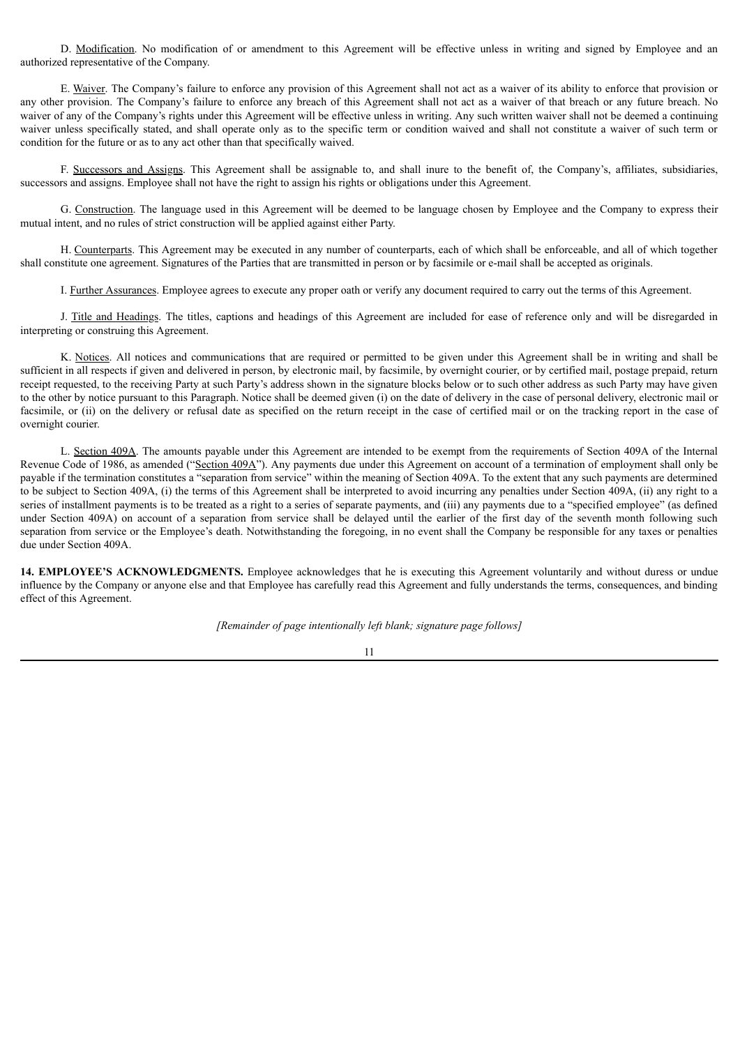D. Modification. No modification of or amendment to this Agreement will be effective unless in writing and signed by Employee and an authorized representative of the Company.

E. Waiver. The Company's failure to enforce any provision of this Agreement shall not act as a waiver of its ability to enforce that provision or any other provision. The Company's failure to enforce any breach of this Agreement shall not act as a waiver of that breach or any future breach. No waiver of any of the Company's rights under this Agreement will be effective unless in writing. Any such written waiver shall not be deemed a continuing waiver unless specifically stated, and shall operate only as to the specific term or condition waived and shall not constitute a waiver of such term or condition for the future or as to any act other than that specifically waived.

F. Successors and Assigns. This Agreement shall be assignable to, and shall inure to the benefit of, the Company's, affiliates, subsidiaries, successors and assigns. Employee shall not have the right to assign his rights or obligations under this Agreement.

G. Construction. The language used in this Agreement will be deemed to be language chosen by Employee and the Company to express their mutual intent, and no rules of strict construction will be applied against either Party.

H. Counterparts. This Agreement may be executed in any number of counterparts, each of which shall be enforceable, and all of which together shall constitute one agreement. Signatures of the Parties that are transmitted in person or by facsimile or e-mail shall be accepted as originals.

I. Further Assurances. Employee agrees to execute any proper oath or verify any document required to carry out the terms of this Agreement.

J. Title and Headings. The titles, captions and headings of this Agreement are included for ease of reference only and will be disregarded in interpreting or construing this Agreement.

K. Notices. All notices and communications that are required or permitted to be given under this Agreement shall be in writing and shall be sufficient in all respects if given and delivered in person, by electronic mail, by facsimile, by overnight courier, or by certified mail, postage prepaid, return receipt requested, to the receiving Party at such Party's address shown in the signature blocks below or to such other address as such Party may have given to the other by notice pursuant to this Paragraph. Notice shall be deemed given (i) on the date of delivery in the case of personal delivery, electronic mail or facsimile, or (ii) on the delivery or refusal date as specified on the return receipt in the case of certified mail or on the tracking report in the case of overnight courier.

L. Section 409A. The amounts payable under this Agreement are intended to be exempt from the requirements of Section 409A of the Internal Revenue Code of 1986, as amended ("Section 409A"). Any payments due under this Agreement on account of a termination of employment shall only be payable if the termination constitutes a "separation from service" within the meaning of Section 409A. To the extent that any such payments are determined to be subject to Section 409A, (i) the terms of this Agreement shall be interpreted to avoid incurring any penalties under Section 409A, (ii) any right to a series of installment payments is to be treated as a right to a series of separate payments, and (iii) any payments due to a "specified employee" (as defined under Section 409A) on account of a separation from service shall be delayed until the earlier of the first day of the seventh month following such separation from service or the Employee's death. Notwithstanding the foregoing, in no event shall the Company be responsible for any taxes or penalties due under Section 409A.

**14. EMPLOYEE'S ACKNOWLEDGMENTS.** Employee acknowledges that he is executing this Agreement voluntarily and without duress or undue influence by the Company or anyone else and that Employee has carefully read this Agreement and fully understands the terms, consequences, and binding effect of this Agreement.

*[Remainder of page intentionally left blank; signature page follows]*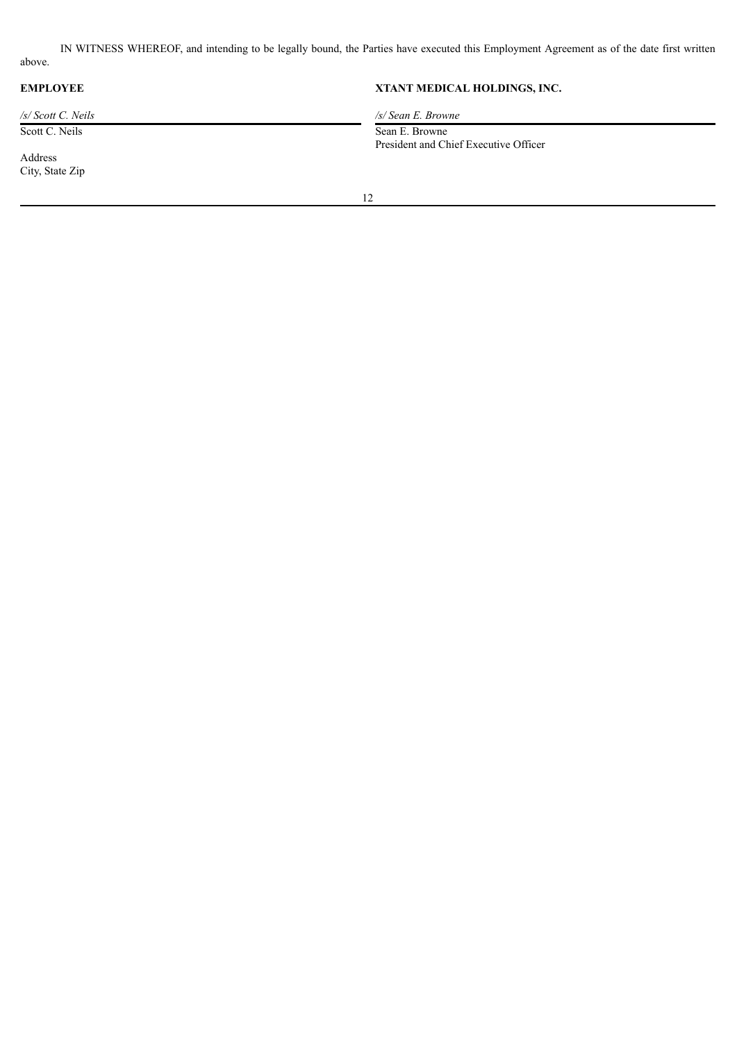IN WITNESS WHEREOF, and intending to be legally bound, the Parties have executed this Employment Agreement as of the date first written above.

| **EMPLOYEE** | **XTANT MEDICAL HOLDINGS, INC.** |
| --- | --- |
| */s/ Scott C. Neils* | */s/ Sean E. Browne* |
| Scott C. Neils | Sean E. Browne<br>President and Chief Executive Officer |
| Address<br>City, State Zip | |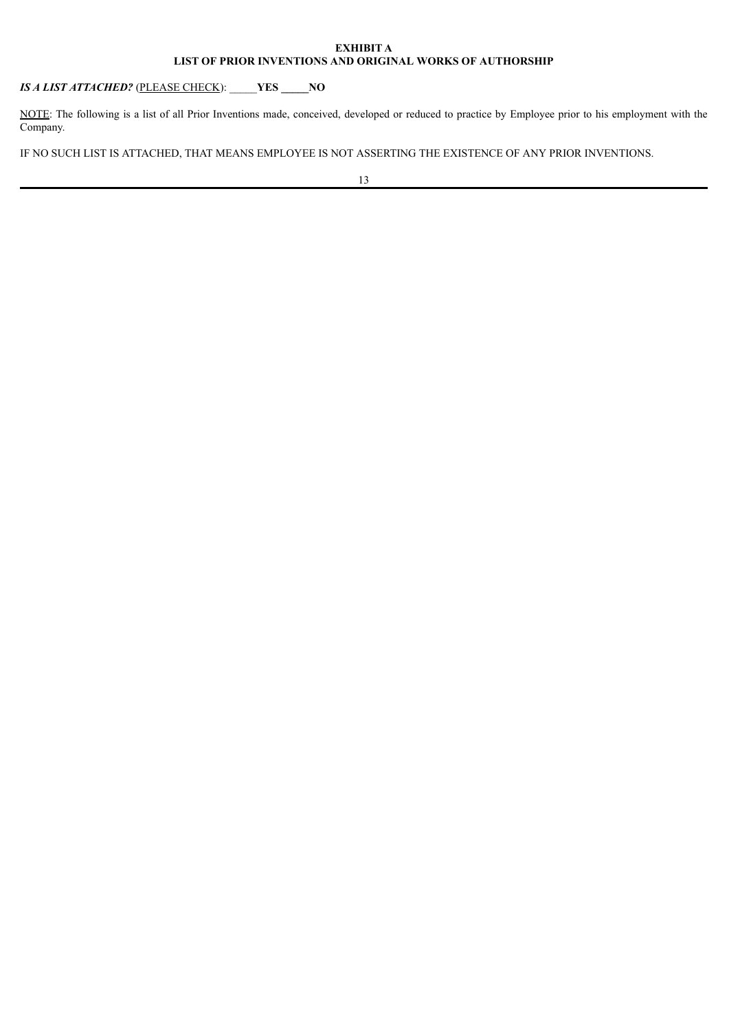**EXHIBIT A**
**LIST OF PRIOR INVENTIONS AND ORIGINAL WORKS OF AUTHORSHIP**

***IS A LIST ATTACHED?*** (<u>PLEASE CHECK</u>): _____**YES** _____**NO**

<u>NOTE</u>: The following is a list of all Prior Inventions made, conceived, developed or reduced to practice by Employee prior to his employment with the Company.

IF NO SUCH LIST IS ATTACHED, THAT MEANS EMPLOYEE IS NOT ASSERTING THE EXISTENCE OF ANY PRIOR INVENTIONS.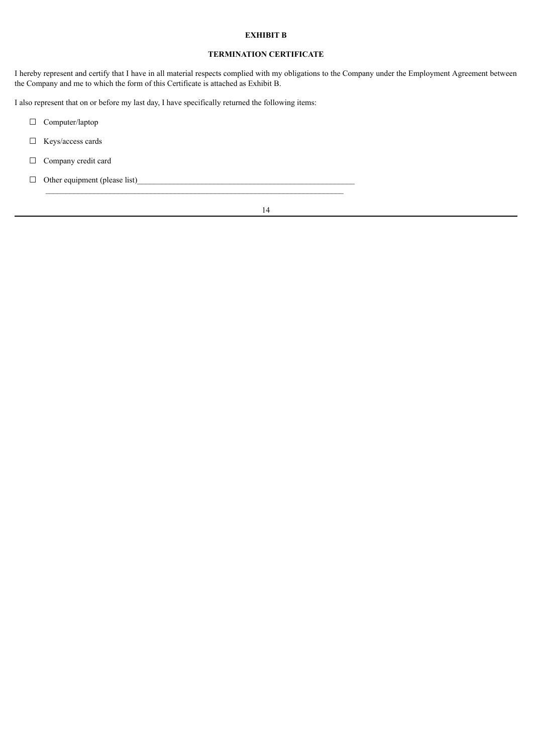**EXHIBIT B**

**TERMINATION CERTIFICATE**

I hereby represent and certify that I have in all material respects complied with my obligations to the Company under the Employment Agreement between the Company and me to which the form of this Certificate is attached as Exhibit B.

I also represent that on or before my last day, I have specifically returned the following items:

☐ Computer/laptop

☐ Keys/access cards

☐ Company credit card

☐ Other equipment (please list)\_\_\_\_\_\_\_\_\_\_\_\_\_\_\_\_\_\_\_\_\_\_\_\_\_\_\_\_\_\_\_\_\_\_\_\_\_\_\_\_\_\_\_\_\_\_\_\_\_\_\_\_\_\_
\_\_\_\_\_\_\_\_\_\_\_\_\_\_\_\_\_\_\_\_\_\_\_\_\_\_\_\_\_\_\_\_\_\_\_\_\_\_\_\_\_\_\_\_\_\_\_\_\_\_\_\_\_\_\_\_\_\_\_\_\_\_\_\_\_\_\_\_\_\_\_\_\_\_\_\_\_\_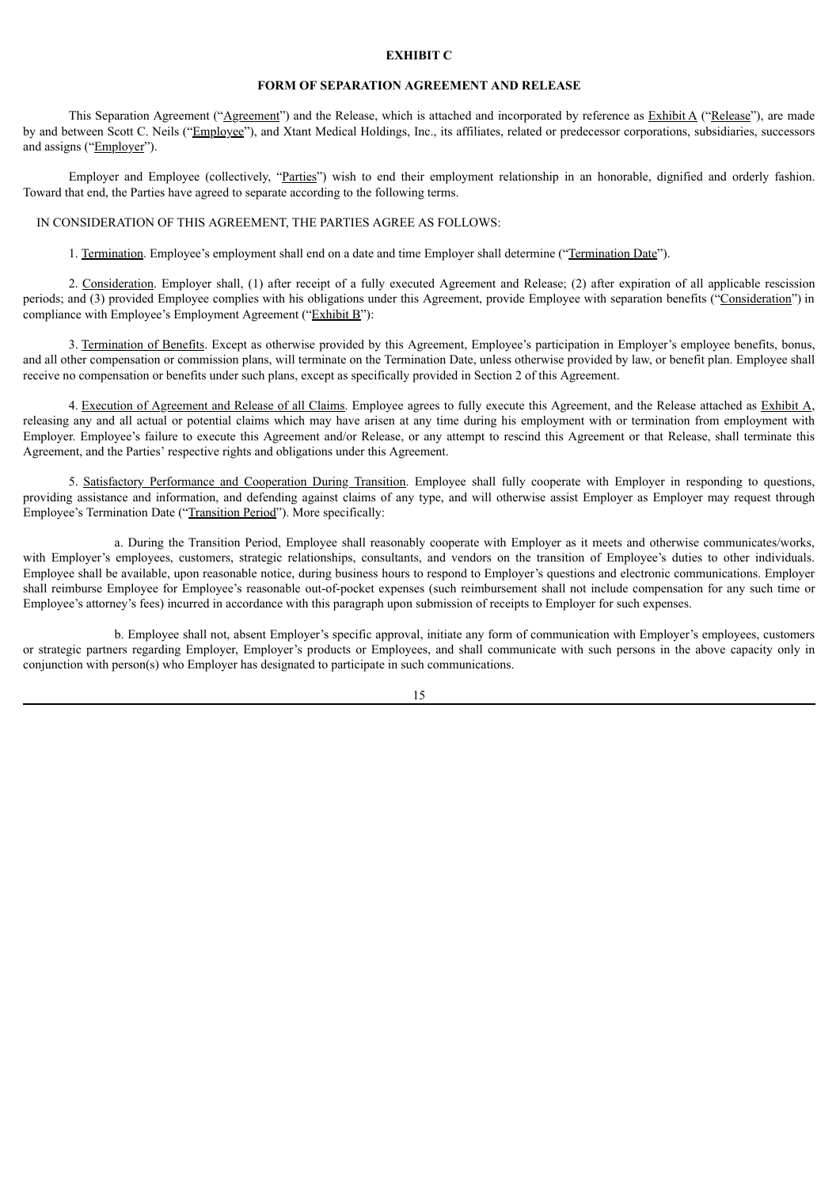**EXHIBIT C**

**FORM OF SEPARATION AGREEMENT AND RELEASE**

This Separation Agreement ("Agreement") and the Release, which is attached and incorporated by reference as Exhibit A ("Release"), are made by and between Scott C. Neils ("Employee"), and Xtant Medical Holdings, Inc., its affiliates, related or predecessor corporations, subsidiaries, successors and assigns ("Employer").

Employer and Employee (collectively, "Parties") wish to end their employment relationship in an honorable, dignified and orderly fashion. Toward that end, the Parties have agreed to separate according to the following terms.

IN CONSIDERATION OF THIS AGREEMENT, THE PARTIES AGREE AS FOLLOWS:

1. Termination. Employee's employment shall end on a date and time Employer shall determine ("Termination Date").

2. Consideration. Employer shall, (1) after receipt of a fully executed Agreement and Release; (2) after expiration of all applicable rescission periods; and (3) provided Employee complies with his obligations under this Agreement, provide Employee with separation benefits ("Consideration") in compliance with Employee's Employment Agreement ("Exhibit B"):

3. Termination of Benefits. Except as otherwise provided by this Agreement, Employee's participation in Employer's employee benefits, bonus, and all other compensation or commission plans, will terminate on the Termination Date, unless otherwise provided by law, or benefit plan. Employee shall receive no compensation or benefits under such plans, except as specifically provided in Section 2 of this Agreement.

4. Execution of Agreement and Release of all Claims. Employee agrees to fully execute this Agreement, and the Release attached as Exhibit A, releasing any and all actual or potential claims which may have arisen at any time during his employment with or termination from employment with Employer. Employee's failure to execute this Agreement and/or Release, or any attempt to rescind this Agreement or that Release, shall terminate this Agreement, and the Parties' respective rights and obligations under this Agreement.

5. Satisfactory Performance and Cooperation During Transition. Employee shall fully cooperate with Employer in responding to questions, providing assistance and information, and defending against claims of any type, and will otherwise assist Employer as Employer may request through Employee's Termination Date ("Transition Period"). More specifically:

a. During the Transition Period, Employee shall reasonably cooperate with Employer as it meets and otherwise communicates/works, with Employer's employees, customers, strategic relationships, consultants, and vendors on the transition of Employee's duties to other individuals. Employee shall be available, upon reasonable notice, during business hours to respond to Employer's questions and electronic communications. Employer shall reimburse Employee for Employee's reasonable out-of-pocket expenses (such reimbursement shall not include compensation for any such time or Employee's attorney's fees) incurred in accordance with this paragraph upon submission of receipts to Employer for such expenses.

b. Employee shall not, absent Employer's specific approval, initiate any form of communication with Employer's employees, customers or strategic partners regarding Employer, Employer's products or Employees, and shall communicate with such persons in the above capacity only in conjunction with person(s) who Employer has designated to participate in such communications.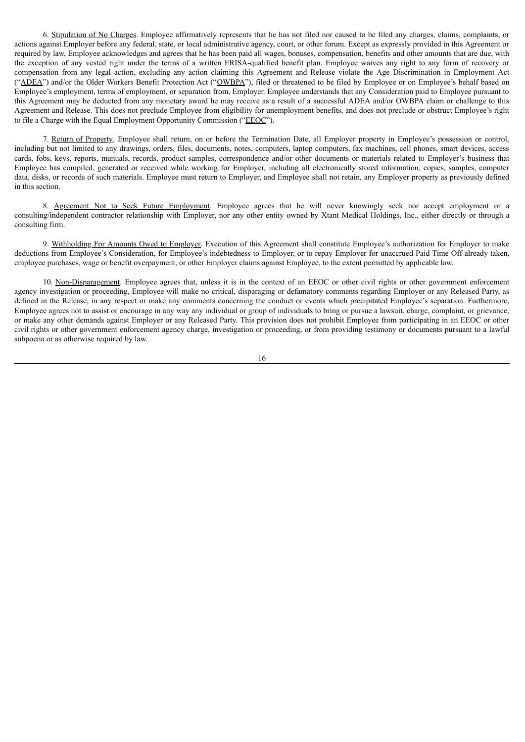6. Stipulation of No Charges. Employee affirmatively represents that he has not filed nor caused to be filed any charges, claims, complaints, or actions against Employer before any federal, state, or local administrative agency, court, or other forum. Except as expressly provided in this Agreement or required by law, Employee acknowledges and agrees that he has been paid all wages, bonuses, compensation, benefits and other amounts that are due, with the exception of any vested right under the terms of a written ERISA-qualified benefit plan. Employee waives any right to any form of recovery or compensation from any legal action, excluding any action claiming this Agreement and Release violate the Age Discrimination in Employment Act ("ADEA") and/or the Older Workers Benefit Protection Act ("OWBPA"), filed or threatened to be filed by Employee or on Employee's behalf based on Employee's employment, terms of employment, or separation from, Employer. Employee understands that any Consideration paid to Employee pursuant to this Agreement may be deducted from any monetary award he may receive as a result of a successful ADEA and/or OWBPA claim or challenge to this Agreement and Release. This does not preclude Employee from eligibility for unemployment benefits, and does not preclude or obstruct Employee's right to file a Charge with the Equal Employment Opportunity Commission ("EEOC").

7. Return of Property. Employee shall return, on or before the Termination Date, all Employer property in Employee's possession or control, including but not limited to any drawings, orders, files, documents, notes, computers, laptop computers, fax machines, cell phones, smart devices, access cards, fobs, keys, reports, manuals, records, product samples, correspondence and/or other documents or materials related to Employer's business that Employee has compiled, generated or received while working for Employer, including all electronically stored information, copies, samples, computer data, disks, or records of such materials. Employee must return to Employer, and Employee shall not retain, any Employer property as previously defined in this section.

8. Agreement Not to Seek Future Employment. Employee agrees that he will never knowingly seek nor accept employment or a consulting/independent contractor relationship with Employer, nor any other entity owned by Xtant Medical Holdings, Inc., either directly or through a consulting firm.

9. Withholding For Amounts Owed to Employer. Execution of this Agreement shall constitute Employee's authorization for Employer to make deductions from Employee's Consideration, for Employee's indebtedness to Employer, or to repay Employer for unaccrued Paid Time Off already taken, employee purchases, wage or benefit overpayment, or other Employer claims against Employee, to the extent permitted by applicable law.

10. Non-Disparagement. Employee agrees that, unless it is in the context of an EEOC or other civil rights or other government enforcement agency investigation or proceeding, Employee will make no critical, disparaging or defamatory comments regarding Employer or any Released Party, as defined in the Release, in any respect or make any comments concerning the conduct or events which precipitated Employee's separation. Furthermore, Employee agrees not to assist or encourage in any way any individual or group of individuals to bring or pursue a lawsuit, charge, complaint, or grievance, or make any other demands against Employer or any Released Party. This provision does not prohibit Employee from participating in an EEOC or other civil rights or other government enforcement agency charge, investigation or proceeding, or from providing testimony or documents pursuant to a lawful subpoena or as otherwise required by law.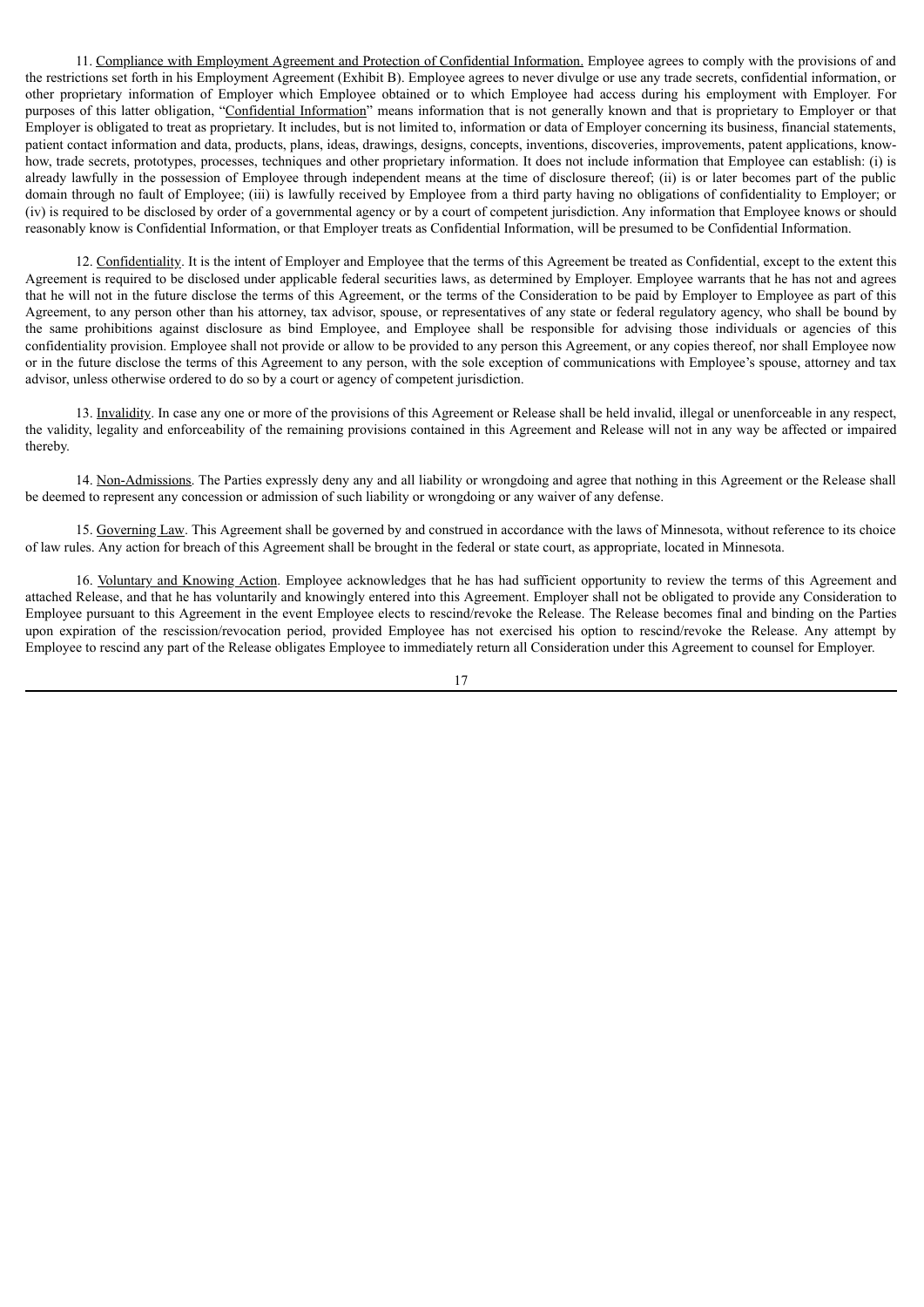11. Compliance with Employment Agreement and Protection of Confidential Information. Employee agrees to comply with the provisions of and the restrictions set forth in his Employment Agreement (Exhibit B). Employee agrees to never divulge or use any trade secrets, confidential information, or other proprietary information of Employer which Employee obtained or to which Employee had access during his employment with Employer. For purposes of this latter obligation, "Confidential Information" means information that is not generally known and that is proprietary to Employer or that Employer is obligated to treat as proprietary. It includes, but is not limited to, information or data of Employer concerning its business, financial statements, patient contact information and data, products, plans, ideas, drawings, designs, concepts, inventions, discoveries, improvements, patent applications, know-how, trade secrets, prototypes, processes, techniques and other proprietary information. It does not include information that Employee can establish: (i) is already lawfully in the possession of Employee through independent means at the time of disclosure thereof; (ii) is or later becomes part of the public domain through no fault of Employee; (iii) is lawfully received by Employee from a third party having no obligations of confidentiality to Employer; or (iv) is required to be disclosed by order of a governmental agency or by a court of competent jurisdiction. Any information that Employee knows or should reasonably know is Confidential Information, or that Employer treats as Confidential Information, will be presumed to be Confidential Information.

12. Confidentiality. It is the intent of Employer and Employee that the terms of this Agreement be treated as Confidential, except to the extent this Agreement is required to be disclosed under applicable federal securities laws, as determined by Employer. Employee warrants that he has not and agrees that he will not in the future disclose the terms of this Agreement, or the terms of the Consideration to be paid by Employer to Employee as part of this Agreement, to any person other than his attorney, tax advisor, spouse, or representatives of any state or federal regulatory agency, who shall be bound by the same prohibitions against disclosure as bind Employee, and Employee shall be responsible for advising those individuals or agencies of this confidentiality provision. Employee shall not provide or allow to be provided to any person this Agreement, or any copies thereof, nor shall Employee now or in the future disclose the terms of this Agreement to any person, with the sole exception of communications with Employee's spouse, attorney and tax advisor, unless otherwise ordered to do so by a court or agency of competent jurisdiction.

13. Invalidity. In case any one or more of the provisions of this Agreement or Release shall be held invalid, illegal or unenforceable in any respect, the validity, legality and enforceability of the remaining provisions contained in this Agreement and Release will not in any way be affected or impaired thereby.

14. Non-Admissions. The Parties expressly deny any and all liability or wrongdoing and agree that nothing in this Agreement or the Release shall be deemed to represent any concession or admission of such liability or wrongdoing or any waiver of any defense.

15. Governing Law. This Agreement shall be governed by and construed in accordance with the laws of Minnesota, without reference to its choice of law rules. Any action for breach of this Agreement shall be brought in the federal or state court, as appropriate, located in Minnesota.

16. Voluntary and Knowing Action. Employee acknowledges that he has had sufficient opportunity to review the terms of this Agreement and attached Release, and that he has voluntarily and knowingly entered into this Agreement. Employer shall not be obligated to provide any Consideration to Employee pursuant to this Agreement in the event Employee elects to rescind/revoke the Release. The Release becomes final and binding on the Parties upon expiration of the rescission/revocation period, provided Employee has not exercised his option to rescind/revoke the Release. Any attempt by Employee to rescind any part of the Release obligates Employee to immediately return all Consideration under this Agreement to counsel for Employer.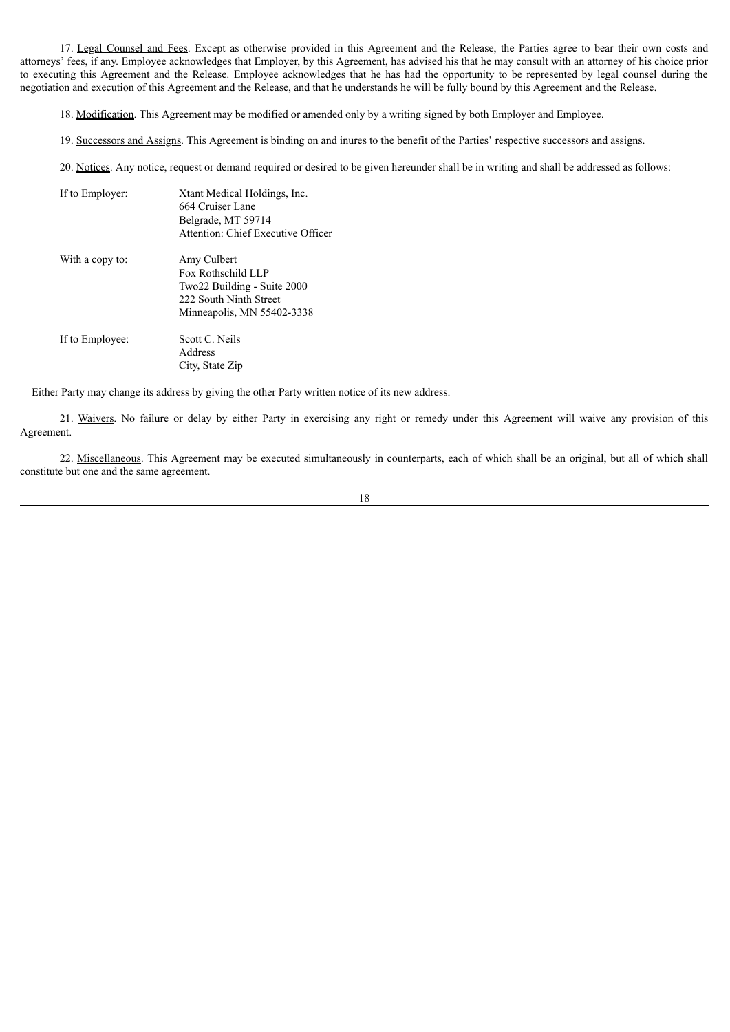17. Legal Counsel and Fees. Except as otherwise provided in this Agreement and the Release, the Parties agree to bear their own costs and attorneys' fees, if any. Employee acknowledges that Employer, by this Agreement, has advised his that he may consult with an attorney of his choice prior to executing this Agreement and the Release. Employee acknowledges that he has had the opportunity to be represented by legal counsel during the negotiation and execution of this Agreement and the Release, and that he understands he will be fully bound by this Agreement and the Release.

18. Modification. This Agreement may be modified or amended only by a writing signed by both Employer and Employee.

19. Successors and Assigns. This Agreement is binding on and inures to the benefit of the Parties' respective successors and assigns.

20. Notices. Any notice, request or demand required or desired to be given hereunder shall be in writing and shall be addressed as follows:

| | |
|---|---|
| If to Employer: | Xtant Medical Holdings, Inc.<br>664 Cruiser Lane<br>Belgrade, MT 59714<br>Attention: Chief Executive Officer |
| With a copy to: | Amy Culbert<br>Fox Rothschild LLP<br>Two22 Building - Suite 2000<br>222 South Ninth Street<br>Minneapolis, MN 55402-3338 |
| If to Employee: | Scott C. Neils<br>Address<br>City, State Zip |

Either Party may change its address by giving the other Party written notice of its new address.

21. Waivers. No failure or delay by either Party in exercising any right or remedy under this Agreement will waive any provision of this Agreement.

22. Miscellaneous. This Agreement may be executed simultaneously in counterparts, each of which shall be an original, but all of which shall constitute but one and the same agreement.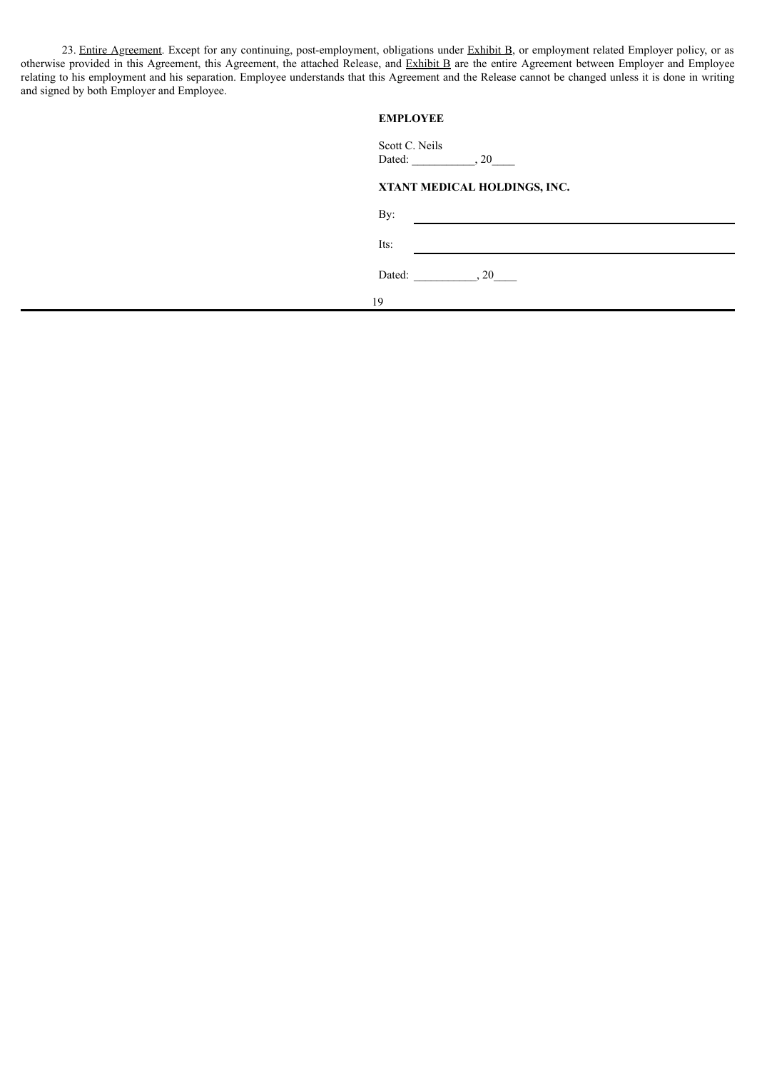23. Entire Agreement. Except for any continuing, post-employment, obligations under Exhibit B, or employment related Employer policy, or as otherwise provided in this Agreement, this Agreement, the attached Release, and Exhibit B are the entire Agreement between Employer and Employee relating to his employment and his separation. Employee understands that this Agreement and the Release cannot be changed unless it is done in writing and signed by both Employer and Employee.

**EMPLOYEE**

Scott C. Neils
Dated: ___________, 20____

**XTANT MEDICAL HOLDINGS, INC.**

By: ______________________________

Its: ______________________________

Dated: ___________, 20____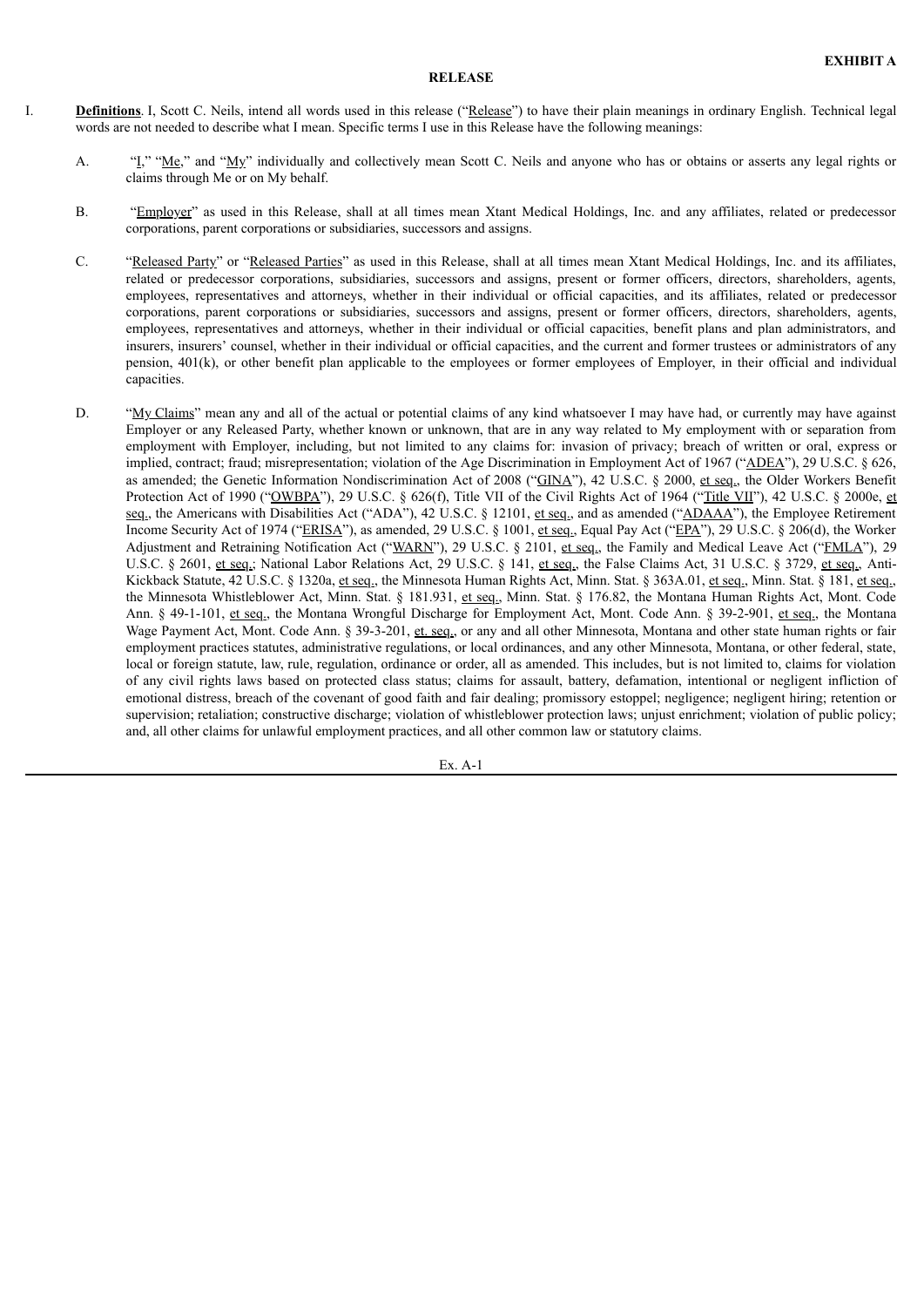**EXHIBIT A**

**RELEASE**

I. **Definitions**. I, Scott C. Neils, intend all words used in this release ("Release") to have their plain meanings in ordinary English. Technical legal words are not needed to describe what I mean. Specific terms I use in this Release have the following meanings:

A. "I," "Me," and "My" individually and collectively mean Scott C. Neils and anyone who has or obtains or asserts any legal rights or claims through Me or on My behalf.

B. "Employer" as used in this Release, shall at all times mean Xtant Medical Holdings, Inc. and any affiliates, related or predecessor corporations, parent corporations or subsidiaries, successors and assigns.

C. "Released Party" or "Released Parties" as used in this Release, shall at all times mean Xtant Medical Holdings, Inc. and its affiliates, related or predecessor corporations, subsidiaries, successors and assigns, present or former officers, directors, shareholders, agents, employees, representatives and attorneys, whether in their individual or official capacities, and its affiliates, related or predecessor corporations, parent corporations or subsidiaries, successors and assigns, present or former officers, directors, shareholders, agents, employees, representatives and attorneys, whether in their individual or official capacities, benefit plans and plan administrators, and insurers, insurers' counsel, whether in their individual or official capacities, and the current and former trustees or administrators of any pension, 401(k), or other benefit plan applicable to the employees or former employees of Employer, in their official and individual capacities.

D. "My Claims" mean any and all of the actual or potential claims of any kind whatsoever I may have had, or currently may have against Employer or any Released Party, whether known or unknown, that are in any way related to My employment with or separation from employment with Employer, including, but not limited to any claims for: invasion of privacy; breach of written or oral, express or implied, contract; fraud; misrepresentation; violation of the Age Discrimination in Employment Act of 1967 ("ADEA"), 29 U.S.C. § 626, as amended; the Genetic Information Nondiscrimination Act of 2008 ("GINA"), 42 U.S.C. § 2000, et seq., the Older Workers Benefit Protection Act of 1990 ("OWBPA"), 29 U.S.C. § 626(f), Title VII of the Civil Rights Act of 1964 ("Title VII"), 42 U.S.C. § 2000e, et seq., the Americans with Disabilities Act ("ADA"), 42 U.S.C. § 12101, et seq., and as amended ("ADAAA"), the Employee Retirement Income Security Act of 1974 ("ERISA"), as amended, 29 U.S.C. § 1001, et seq., Equal Pay Act ("EPA"), 29 U.S.C. § 206(d), the Worker Adjustment and Retraining Notification Act ("WARN"), 29 U.S.C. § 2101, et seq., the Family and Medical Leave Act ("FMLA"), 29 U.S.C. § 2601, et seq.; National Labor Relations Act, 29 U.S.C. § 141, et seq., the False Claims Act, 31 U.S.C. § 3729, et seq., Anti-Kickback Statute, 42 U.S.C. § 1320a, et seq., the Minnesota Human Rights Act, Minn. Stat. § 363A.01, et seq., Minn. Stat. § 181, et seq., the Minnesota Whistleblower Act, Minn. Stat. § 181.931, et seq., Minn. Stat. § 176.82, the Montana Human Rights Act, Mont. Code Ann. § 49-1-101, et seq., the Montana Wrongful Discharge for Employment Act, Mont. Code Ann. § 39-2-901, et seq., the Montana Wage Payment Act, Mont. Code Ann. § 39-3-201, et. seq., or any and all other Minnesota, Montana and other state human rights or fair employment practices statutes, administrative regulations, or local ordinances, and any other Minnesota, Montana, or other federal, state, local or foreign statute, law, rule, regulation, ordinance or order, all as amended. This includes, but is not limited to, claims for violation of any civil rights laws based on protected class status; claims for assault, battery, defamation, intentional or negligent infliction of emotional distress, breach of the covenant of good faith and fair dealing; promissory estoppel; negligence; negligent hiring; retention or supervision; retaliation; constructive discharge; violation of whistleblower protection laws; unjust enrichment; violation of public policy; and, all other claims for unlawful employment practices, and all other common law or statutory claims.

Ex. A-1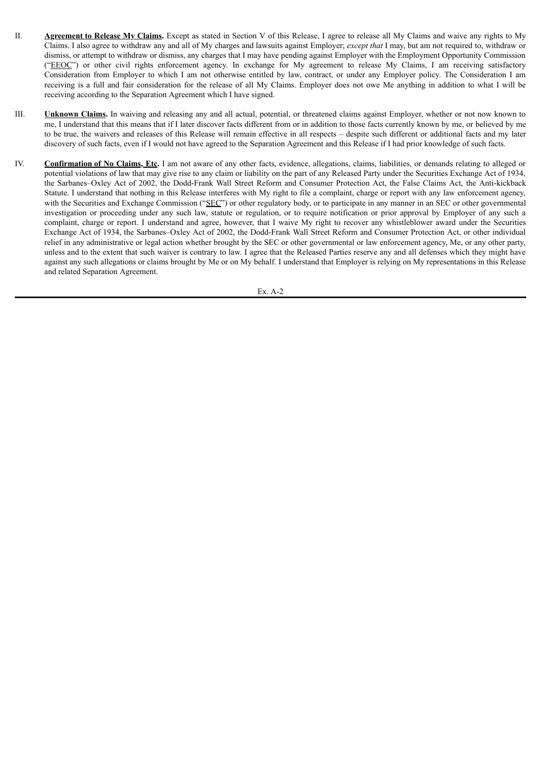II. **Agreement to Release My Claims.** Except as stated in Section V of this Release, I agree to release all My Claims and waive any rights to My Claims. I also agree to withdraw any and all of My charges and lawsuits against Employer; *except that* I may, but am not required to, withdraw or dismiss, or attempt to withdraw or dismiss, any charges that I may have pending against Employer with the Employment Opportunity Commission ("EEOC") or other civil rights enforcement agency. In exchange for My agreement to release My Claims, I am receiving satisfactory Consideration from Employer to which I am not otherwise entitled by law, contract, or under any Employer policy. The Consideration I am receiving is a full and fair consideration for the release of all My Claims. Employer does not owe Me anything in addition to what I will be receiving according to the Separation Agreement which I have signed.

III. **Unknown Claims.** In waiving and releasing any and all actual, potential, or threatened claims against Employer, whether or not now known to me, I understand that this means that if I later discover facts different from or in addition to those facts currently known by me, or believed by me to be true, the waivers and releases of this Release will remain effective in all respects – despite such different or additional facts and my later discovery of such facts, even if I would not have agreed to the Separation Agreement and this Release if I had prior knowledge of such facts.

IV. **Confirmation of No Claims, Etc.** I am not aware of any other facts, evidence, allegations, claims, liabilities, or demands relating to alleged or potential violations of law that may give rise to any claim or liability on the part of any Released Party under the Securities Exchange Act of 1934, the Sarbanes–Oxley Act of 2002, the Dodd-Frank Wall Street Reform and Consumer Protection Act, the False Claims Act, the Anti-kickback Statute. I understand that nothing in this Release interferes with My right to file a complaint, charge or report with any law enforcement agency, with the Securities and Exchange Commission ("SEC") or other regulatory body, or to participate in any manner in an SEC or other governmental investigation or proceeding under any such law, statute or regulation, or to require notification or prior approval by Employer of any such a complaint, charge or report. I understand and agree, however, that I waive My right to recover any whistleblower award under the Securities Exchange Act of 1934, the Sarbanes–Oxley Act of 2002, the Dodd-Frank Wall Street Reform and Consumer Protection Act, or other individual relief in any administrative or legal action whether brought by the SEC or other governmental or law enforcement agency, Me, or any other party, unless and to the extent that such waiver is contrary to law. I agree that the Released Parties reserve any and all defenses which they might have against any such allegations or claims brought by Me or on My behalf. I understand that Employer is relying on My representations in this Release and related Separation Agreement.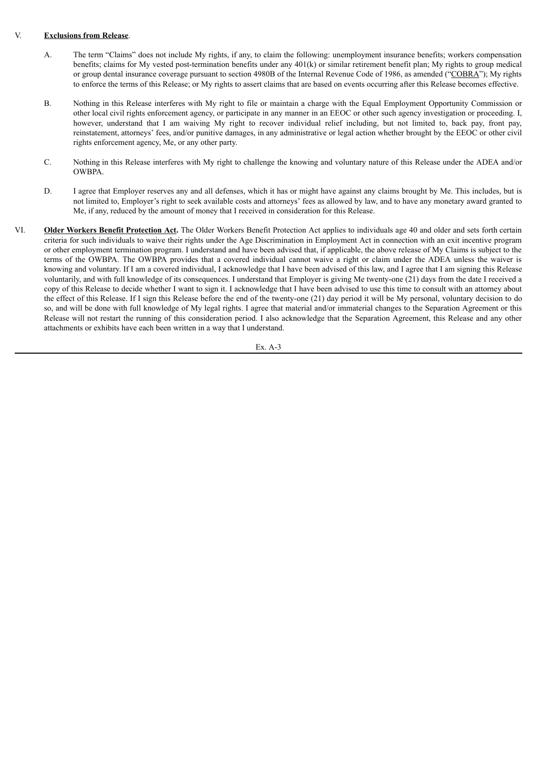V. **Exclusions from Release**.

A. The term "Claims" does not include My rights, if any, to claim the following: unemployment insurance benefits; workers compensation benefits; claims for My vested post-termination benefits under any 401(k) or similar retirement benefit plan; My rights to group medical or group dental insurance coverage pursuant to section 4980B of the Internal Revenue Code of 1986, as amended ("COBRA"); My rights to enforce the terms of this Release; or My rights to assert claims that are based on events occurring after this Release becomes effective.

B. Nothing in this Release interferes with My right to file or maintain a charge with the Equal Employment Opportunity Commission or other local civil rights enforcement agency, or participate in any manner in an EEOC or other such agency investigation or proceeding. I, however, understand that I am waiving My right to recover individual relief including, but not limited to, back pay, front pay, reinstatement, attorneys' fees, and/or punitive damages, in any administrative or legal action whether brought by the EEOC or other civil rights enforcement agency, Me, or any other party.

C. Nothing in this Release interferes with My right to challenge the knowing and voluntary nature of this Release under the ADEA and/or OWBPA.

D. I agree that Employer reserves any and all defenses, which it has or might have against any claims brought by Me. This includes, but is not limited to, Employer's right to seek available costs and attorneys' fees as allowed by law, and to have any monetary award granted to Me, if any, reduced by the amount of money that I received in consideration for this Release.

VI. **Older Workers Benefit Protection Act.** The Older Workers Benefit Protection Act applies to individuals age 40 and older and sets forth certain criteria for such individuals to waive their rights under the Age Discrimination in Employment Act in connection with an exit incentive program or other employment termination program. I understand and have been advised that, if applicable, the above release of My Claims is subject to the terms of the OWBPA. The OWBPA provides that a covered individual cannot waive a right or claim under the ADEA unless the waiver is knowing and voluntary. If I am a covered individual, I acknowledge that I have been advised of this law, and I agree that I am signing this Release voluntarily, and with full knowledge of its consequences. I understand that Employer is giving Me twenty-one (21) days from the date I received a copy of this Release to decide whether I want to sign it. I acknowledge that I have been advised to use this time to consult with an attorney about the effect of this Release. If I sign this Release before the end of the twenty-one (21) day period it will be My personal, voluntary decision to do so, and will be done with full knowledge of My legal rights. I agree that material and/or immaterial changes to the Separation Agreement or this Release will not restart the running of this consideration period. I also acknowledge that the Separation Agreement, this Release and any other attachments or exhibits have each been written in a way that I understand.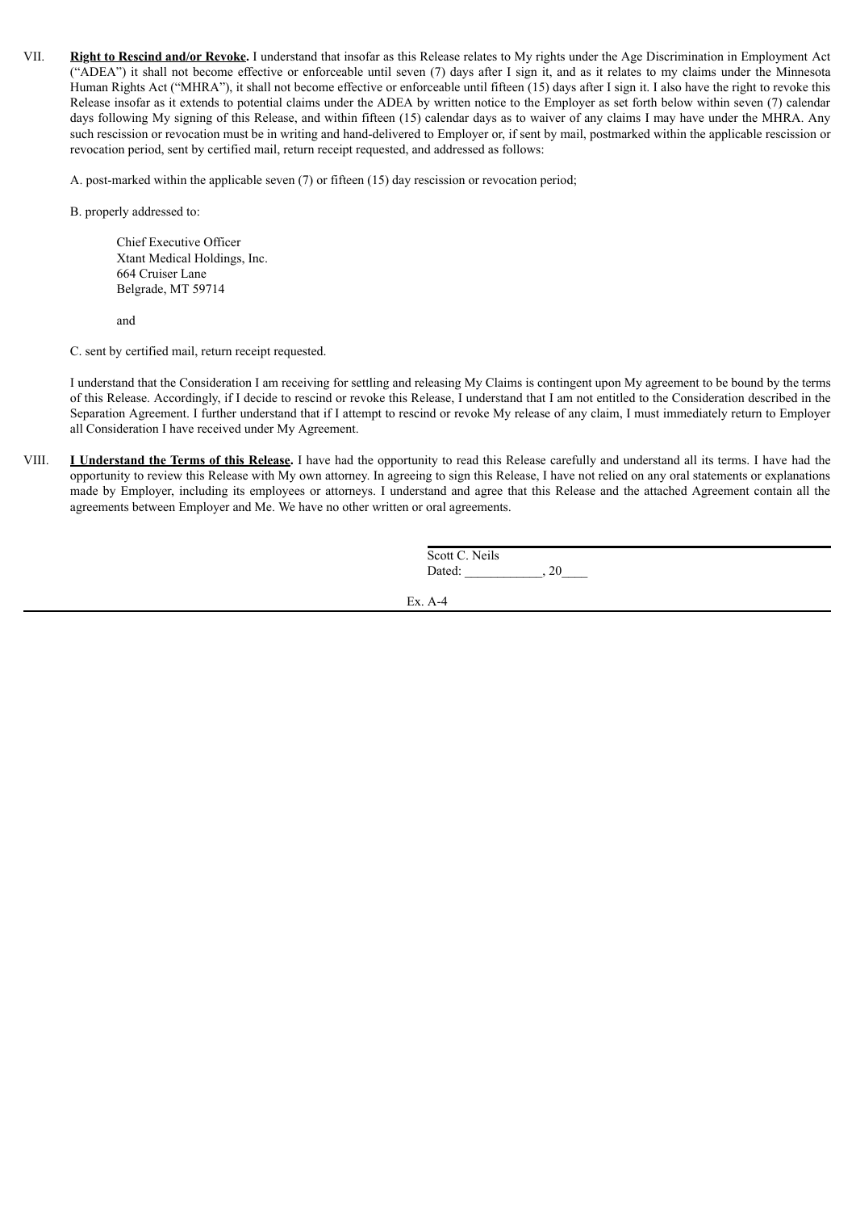VII. **Right to Rescind and/or Revoke.** I understand that insofar as this Release relates to My rights under the Age Discrimination in Employment Act ("ADEA") it shall not become effective or enforceable until seven (7) days after I sign it, and as it relates to my claims under the Minnesota Human Rights Act ("MHRA"), it shall not become effective or enforceable until fifteen (15) days after I sign it. I also have the right to revoke this Release insofar as it extends to potential claims under the ADEA by written notice to the Employer as set forth below within seven (7) calendar days following My signing of this Release, and within fifteen (15) calendar days as to waiver of any claims I may have under the MHRA. Any such rescission or revocation must be in writing and hand-delivered to Employer or, if sent by mail, postmarked within the applicable rescission or revocation period, sent by certified mail, return receipt requested, and addressed as follows:

A. post-marked within the applicable seven (7) or fifteen (15) day rescission or revocation period;

B. properly addressed to:

Chief Executive Officer
Xtant Medical Holdings, Inc.
664 Cruiser Lane
Belgrade, MT 59714

and

C. sent by certified mail, return receipt requested.

I understand that the Consideration I am receiving for settling and releasing My Claims is contingent upon My agreement to be bound by the terms of this Release. Accordingly, if I decide to rescind or revoke this Release, I understand that I am not entitled to the Consideration described in the Separation Agreement. I further understand that if I attempt to rescind or revoke My release of any claim, I must immediately return to Employer all Consideration I have received under My Agreement.

VIII. **I Understand the Terms of this Release.** I have had the opportunity to read this Release carefully and understand all its terms. I have had the opportunity to review this Release with My own attorney. In agreeing to sign this Release, I have not relied on any oral statements or explanations made by Employer, including its employees or attorneys. I understand and agree that this Release and the attached Agreement contain all the agreements between Employer and Me. We have no other written or oral agreements.

\_\_\_\_\_\_\_\_\_\_\_\_\_\_\_\_\_\_\_\_\_\_\_\_\_\_\_\_\_\_\_\_\_\_\_\_
Scott C. Neils
Dated: \_\_\_\_\_\_\_\_\_\_\_\_, 20\_\_\_\_

Ex. A-4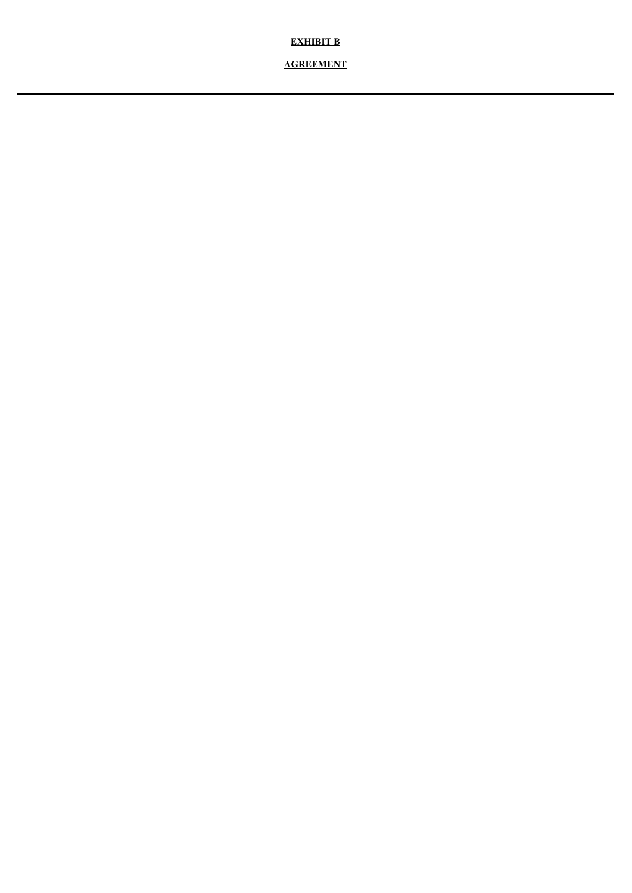**EXHIBIT B**

**AGREEMENT**

---